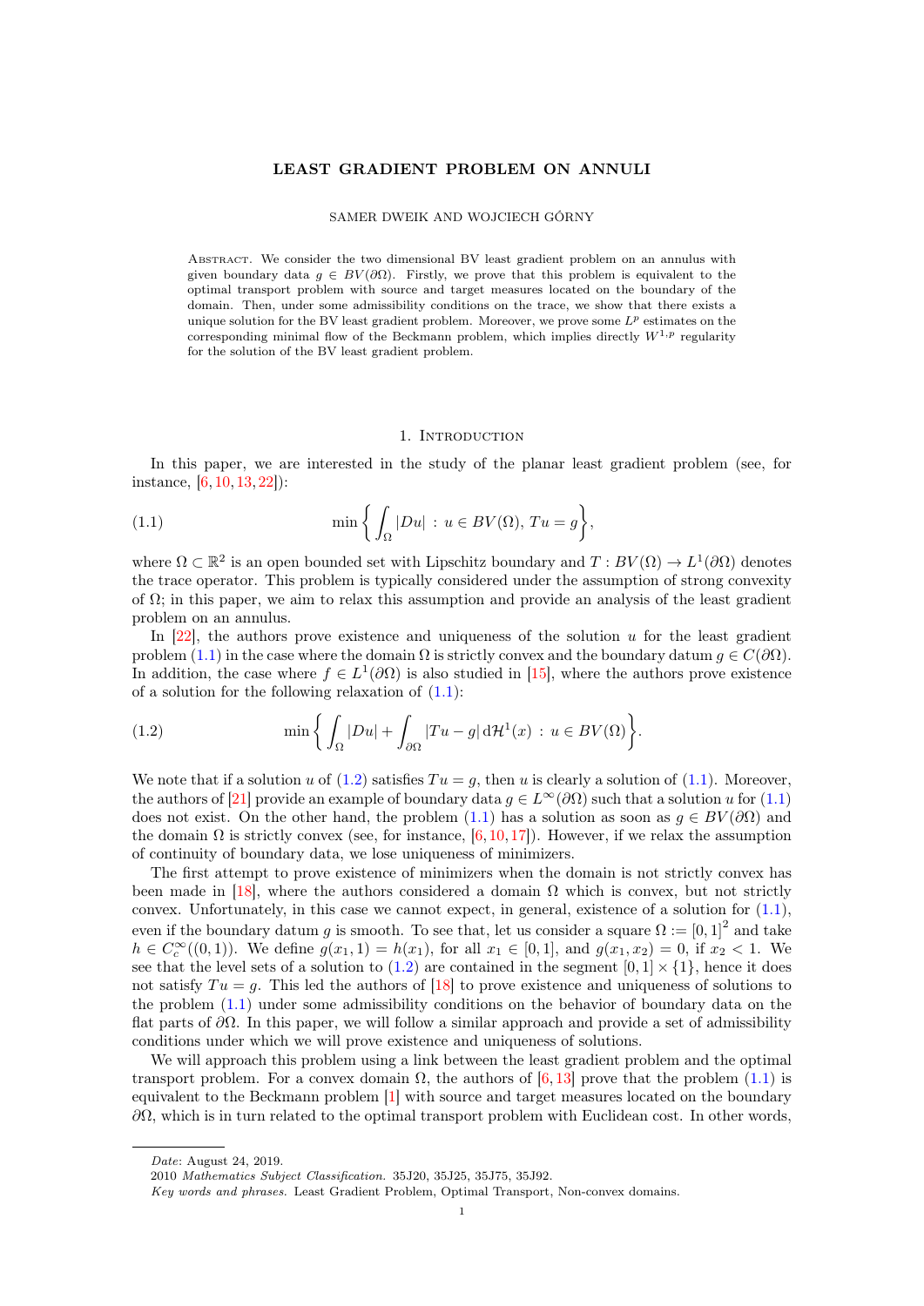# LEAST GRADIENT PROBLEM ON ANNULI

SAMER DWEIK AND WOJCIECH GÓRNY

Abstract. We consider the two dimensional BV least gradient problem on an annulus with given boundary data $g \in BV(\partial\Omega)$. Firstly, we prove that this problem is equivalent to the optimal transport problem with source and target measures located on the boundary of the domain. Then, under some admissibility conditions on the trace, we show that there exists a unique solution for the BV least gradient problem. Moreover, we prove some $L^p$ estimates on the corresponding minimal flow of the Beckmann problem, which implies directly $W^{1,p}$ regularity for the solution of the BV least gradient problem.

## 1. Introduction

In this paper, we are interested in the study of the planar least gradient problem (see, for instance, [6, 10, 13, 22]):

$$\min\left\{ \int_\Omega |Du| \,:\, u \in BV(\Omega),\, Tu = g \right\}, \tag{1.1}$$

where $\Omega \subset \mathbb{R}^2$ is an open bounded set with Lipschitz boundary and $T : BV(\Omega) \to L^1(\partial\Omega)$ denotes the trace operator. This problem is typically considered under the assumption of strong convexity of $\Omega$; in this paper, we aim to relax this assumption and provide an analysis of the least gradient problem on an annulus.

In [22], the authors prove existence and uniqueness of the solution $u$ for the least gradient problem (1.1) in the case where the domain $\Omega$ is strictly convex and the boundary datum $g \in C(\partial\Omega)$. In addition, the case where $f \in L^1(\partial\Omega)$ is also studied in [15], where the authors prove existence of a solution for the following relaxation of (1.1):

$$\min\left\{ \int_\Omega |Du| + \int_{\partial\Omega} |Tu - g| \,\mathrm{d}\mathcal{H}^1(x) \,:\, u \in BV(\Omega) \right\}. \tag{1.2}$$

We note that if a solution $u$ of (1.2) satisfies $Tu = g$, then $u$ is clearly a solution of (1.1). Moreover, the authors of [21] provide an example of boundary data $g \in L^\infty(\partial\Omega)$ such that a solution $u$ for (1.1) does not exist. On the other hand, the problem (1.1) has a solution as soon as $g \in BV(\partial\Omega)$ and the domain $\Omega$ is strictly convex (see, for instance, [6, 10, 17]). However, if we relax the assumption of continuity of boundary data, we lose uniqueness of minimizers.

The first attempt to prove existence of minimizers when the domain is not strictly convex has been made in [18], where the authors considered a domain $\Omega$ which is convex, but not strictly convex. Unfortunately, in this case we cannot expect, in general, existence of a solution for (1.1), even if the boundary datum $g$ is smooth. To see that, let us consider a square $\Omega := [0,1]^2$ and take $h \in C_c^\infty((0,1))$. We define $g(x_1, 1) = h(x_1)$, for all $x_1 \in [0,1]$, and $g(x_1, x_2) = 0$, if $x_2 < 1$. We see that the level sets of a solution to (1.2) are contained in the segment $[0,1] \times \{1\}$, hence it does not satisfy $Tu = g$. This led the authors of [18] to prove existence and uniqueness of solutions to the problem (1.1) under some admissibility conditions on the behavior of boundary data on the flat parts of $\partial\Omega$. In this paper, we will follow a similar approach and provide a set of admissibility conditions under which we will prove existence and uniqueness of solutions.

We will approach this problem using a link between the least gradient problem and the optimal transport problem. For a convex domain $\Omega$, the authors of [6, 13] prove that the problem (1.1) is equivalent to the Beckmann problem [1] with source and target measures located on the boundary $\partial\Omega$, which is in turn related to the optimal transport problem with Euclidean cost. In other words,

---

*Date*: August 24, 2019.

2010 *Mathematics Subject Classification.* 35J20, 35J25, 35J75, 35J92.

*Key words and phrases.* Least Gradient Problem, Optimal Transport, Non-convex domains.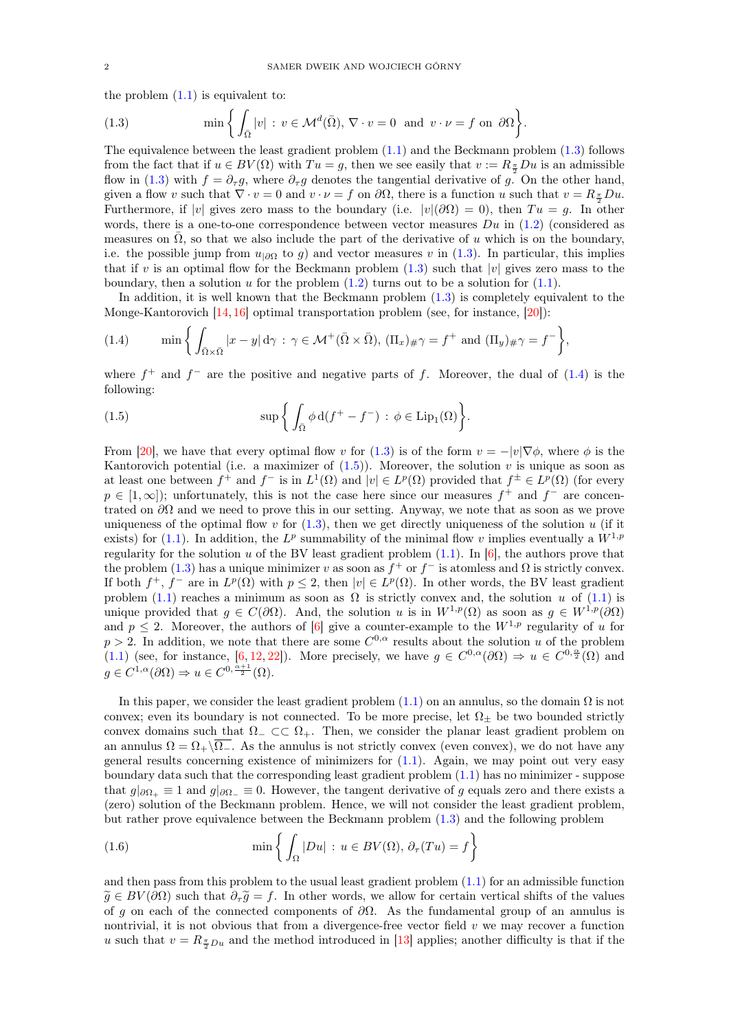the problem (1.1) is equivalent to:

$$\min\left\{ \int_{\bar\Omega} |v| \,:\, v\in \mathcal{M}^d(\bar\Omega),\ \nabla\cdot v = 0 \ \text{ and } \ v\cdot\nu = f \ \text{on } \partial\Omega\right\}. \tag{1.3}$$

The equivalence between the least gradient problem (1.1) and the Beckmann problem (1.3) follows from the fact that if $u \in BV(\Omega)$ with $Tu = g$, then we see easily that $v := R_{\frac{\pi}{2}} Du$ is an admissible flow in (1.3) with $f = \partial_\tau g$, where $\partial_\tau g$ denotes the tangential derivative of $g$. On the other hand, given a flow $v$ such that $\nabla \cdot v = 0$ and $v\cdot \nu = f$ on $\partial\Omega$, there is a function $u$ such that $v = R_{\frac{\pi}{2}} Du$. Furthermore, if $|v|$ gives zero mass to the boundary (i.e. $|v|(\partial\Omega) = 0$), then $Tu = g$. In other words, there is a one-to-one correspondence between vector measures $Du$ in (1.2) (considered as measures on $\bar\Omega$, so that we also include the part of the derivative of $u$ which is on the boundary, i.e. the possible jump from $u_{|\partial\Omega}$ to $g$) and vector measures $v$ in (1.3). In particular, this implies that if $v$ is an optimal flow for the Beckmann problem (1.3) such that $|v|$ gives zero mass to the boundary, then a solution $u$ for the problem (1.2) turns out to be a solution for (1.1).

In addition, it is well known that the Beckmann problem (1.3) is completely equivalent to the Monge-Kantorovich [14, 16] optimal transportation problem (see, for instance, [20]):

$$\min\left\{ \int_{\bar\Omega\times\bar\Omega} |x-y| \,\mathrm{d}\gamma \,:\, \gamma\in\mathcal{M}^+(\bar\Omega\times\bar\Omega),\ (\Pi_x)_{\#}\gamma = f^+ \text{ and } (\Pi_y)_{\#}\gamma = f^-\right\}, \tag{1.4}$$

where $f^+$ and $f^-$ are the positive and negative parts of $f$. Moreover, the dual of (1.4) is the following:

$$\sup\left\{ \int_{\bar\Omega} \phi \,\mathrm{d}(f^+ - f^-) \,:\, \phi \in \mathrm{Lip}_1(\Omega)\right\}. \tag{1.5}$$

From [20], we have that every optimal flow $v$ for (1.3) is of the form $v = -|v|\nabla\phi$, where $\phi$ is the Kantorovich potential (i.e. a maximizer of (1.5)). Moreover, the solution $v$ is unique as soon as at least one between $f^+$ and $f^-$ is in $L^1(\Omega)$ and $|v| \in L^p(\Omega)$ provided that $f^\pm \in L^p(\Omega)$ (for every $p\in[1,\infty]$); unfortunately, this is not the case here since our measures $f^+$ and $f^-$ are concentrated on $\partial\Omega$ and we need to prove this in our setting. Anyway, we note that as soon as we prove uniqueness of the optimal flow $v$ for (1.3), then we get directly uniqueness of the solution $u$ (if it exists) for (1.1). In addition, the $L^p$ summability of the minimal flow $v$ implies eventually a $W^{1,p}$ regularity for the solution $u$ of the BV least gradient problem (1.1). In [6], the authors prove that the problem (1.3) has a unique minimizer $v$ as soon as $f^+$ or $f^-$ is atomless and $\Omega$ is strictly convex. If both $f^+$, $f^-$ are in $L^p(\Omega)$ with $p \le 2$, then $|v| \in L^p(\Omega)$. In other words, the BV least gradient problem (1.1) reaches a minimum as soon as $\Omega$ is strictly convex and, the solution $u$ of (1.1) is unique provided that $g \in C(\partial\Omega)$. And, the solution $u$ is in $W^{1,p}(\Omega)$ as soon as $g \in W^{1,p}(\partial\Omega)$ and $p\le 2$. Moreover, the authors of [6] give a counter-example to the $W^{1,p}$ regularity of $u$ for $p > 2$. In addition, we note that there are some $C^{0,\alpha}$ results about the solution $u$ of the problem (1.1) (see, for instance, [6, 12, 22]). More precisely, we have $g\in C^{0,\alpha}(\partial\Omega) \Rightarrow u \in C^{0,\frac{\alpha}{2}}(\Omega)$ and $g \in C^{1,\alpha}(\partial\Omega) \Rightarrow u\in C^{0,\frac{\alpha+1}{2}}(\Omega)$.

In this paper, we consider the least gradient problem (1.1) on an annulus, so the domain $\Omega$ is not convex; even its boundary is not connected. To be more precise, let $\Omega_\pm$ be two bounded strictly convex domains such that $\Omega_- \subset\subset \Omega_+$. Then, we consider the planar least gradient problem on an annulus $\Omega = \Omega_+\backslash\overline{\Omega_-}$. As the annulus is not strictly convex (even convex), we do not have any general results concerning existence of minimizers for (1.1). Again, we may point out very easy boundary data such that the corresponding least gradient problem (1.1) has no minimizer - suppose that $g|_{\partial\Omega_+} \equiv 1$ and $g|_{\partial\Omega_-} \equiv 0$. However, the tangent derivative of $g$ equals zero and there exists a (zero) solution of the Beckmann problem. Hence, we will not consider the least gradient problem, but rather prove equivalence between the Beckmann problem (1.3) and the following problem

$$\min\left\{ \int_\Omega |Du| \,:\, u\in BV(\Omega),\ \partial_\tau(Tu) = f\right\} \tag{1.6}$$

and then pass from this problem to the usual least gradient problem (1.1) for an admissible function $\widetilde{g} \in BV(\partial\Omega)$ such that $\partial_\tau \widetilde{g} = f$. In other words, we allow for certain vertical shifts of the values of $g$ on each of the connected components of $\partial\Omega$. As the fundamental group of an annulus is nontrivial, it is not obvious that from a divergence-free vector field $v$ we may recover a function $u$ such that $v = R_{\frac{\pi}{2}Du}$ and the method introduced in [13] applies; another difficulty is that if the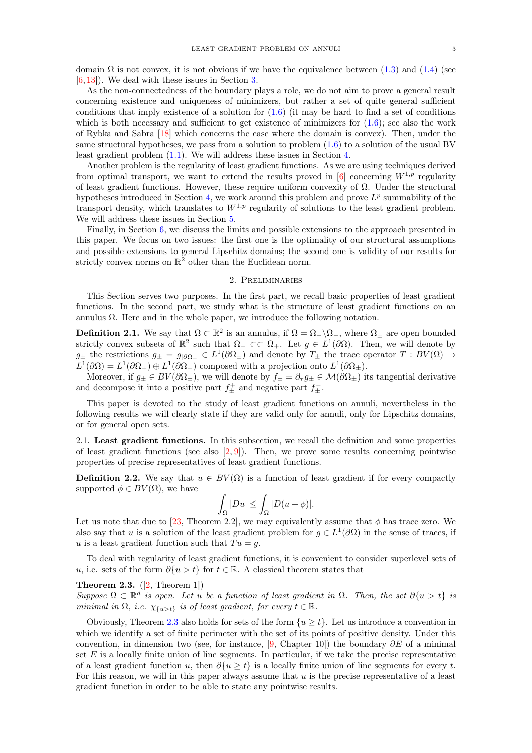domain $\Omega$ is not convex, it is not obvious if we have the equivalence between (1.3) and (1.4) (see [6,13]). We deal with these issues in Section 3.

As the non-connectedness of the boundary plays a role, we do not aim to prove a general result concerning existence and uniqueness of minimizers, but rather a set of quite general sufficient conditions that imply existence of a solution for (1.6) (it may be hard to find a set of conditions which is both necessary and sufficient to get existence of minimizers for (1.6); see also the work of Rybka and Sabra [18] which concerns the case where the domain is convex). Then, under the same structural hypotheses, we pass from a solution to problem (1.6) to a solution of the usual BV least gradient problem (1.1). We will address these issues in Section 4.

Another problem is the regularity of least gradient functions. As we are using techniques derived from optimal transport, we want to extend the results proved in [6] concerning $W^{1,p}$ regularity of least gradient functions. However, these require uniform convexity of $\Omega$. Under the structural hypotheses introduced in Section 4, we work around this problem and prove $L^p$ summability of the transport density, which translates to $W^{1,p}$ regularity of solutions to the least gradient problem. We will address these issues in Section 5.

Finally, in Section 6, we discuss the limits and possible extensions to the approach presented in this paper. We focus on two issues: the first one is the optimality of our structural assumptions and possible extensions to general Lipschitz domains; the second one is validity of our results for strictly convex norms on $\mathbb{R}^2$ other than the Euclidean norm.

## 2. Preliminaries

This Section serves two purposes. In the first part, we recall basic properties of least gradient functions. In the second part, we study what is the structure of least gradient functions on an annulus $\Omega$. Here and in the whole paper, we introduce the following notation.

**Definition 2.1.** We say that $\Omega \subset \mathbb{R}^2$ is an annulus, if $\Omega = \Omega_+ \backslash \overline{\Omega}_-$, where $\Omega_\pm$ are open bounded strictly convex subsets of $\mathbb{R}^2$ such that $\Omega_- \subset\subset \Omega_+$. Let $g \in L^1(\partial\Omega)$. Then, we will denote by $g_\pm$ the restrictions $g_\pm = g_{|\partial\Omega_\pm} \in L^1(\partial\Omega_\pm)$ and denote by $T_\pm$ the trace operator $T : BV(\Omega) \to L^1(\partial\Omega) = L^1(\partial\Omega_+) \oplus L^1(\partial\Omega_-)$ composed with a projection onto $L^1(\partial\Omega_\pm)$.

Moreover, if $g_\pm \in BV(\partial\Omega_\pm)$, we will denote by $f_\pm = \partial_\tau g_\pm \in \mathcal{M}(\partial\Omega_\pm)$ its tangential derivative and decompose it into a positive part $f_\pm^+$ and negative part $f_\pm^-$.

This paper is devoted to the study of least gradient functions on annuli, nevertheless in the following results we will clearly state if they are valid only for annuli, only for Lipschitz domains, or for general open sets.

### 2.1. Least gradient functions.

In this subsection, we recall the definition and some properties of least gradient functions (see also [2,9]). Then, we prove some results concerning pointwise properties of precise representatives of least gradient functions.

**Definition 2.2.** We say that $u \in BV(\Omega)$ is a function of least gradient if for every compactly supported $\phi \in BV(\Omega)$, we have

$$\int_\Omega |Du| \leq \int_\Omega |D(u + \phi)|.$$

Let us note that due to [23, Theorem 2.2], we may equivalently assume that $\phi$ has trace zero. We also say that $u$ is a solution of the least gradient problem for $g \in L^1(\partial\Omega)$ in the sense of traces, if $u$ is a least gradient function such that $Tu = g$.

To deal with regularity of least gradient functions, it is convenient to consider superlevel sets of $u$, i.e. sets of the form $\partial\{u > t\}$ for $t \in \mathbb{R}$. A classical theorem states that

**Theorem 2.3.** ([2, Theorem 1]) *Suppose $\Omega \subset \mathbb{R}^d$ is open. Let $u$ be a function of least gradient in $\Omega$. Then, the set $\partial\{u > t\}$ is minimal in $\Omega$, i.e. $\chi_{\{u>t\}}$ is of least gradient, for every $t \in \mathbb{R}$.*

Obviously, Theorem 2.3 also holds for sets of the form $\{u \geq t\}$. Let us introduce a convention in which we identify a set of finite perimeter with the set of its points of positive density. Under this convention, in dimension two (see, for instance, [9, Chapter 10]) the boundary $\partial E$ of a minimal set $E$ is a locally finite union of line segments. In particular, if we take the precise representative of a least gradient function $u$, then $\partial\{u \geq t\}$ is a locally finite union of line segments for every $t$. For this reason, we will in this paper always assume that $u$ is the precise representative of a least gradient function in order to be able to state any pointwise results.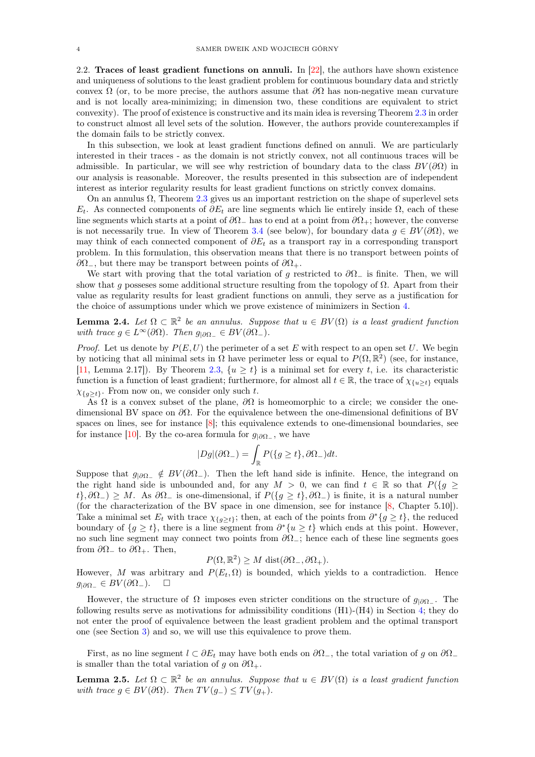**2.2. Traces of least gradient functions on annuli.** In [22], the authors have shown existence and uniqueness of solutions to the least gradient problem for continuous boundary data and strictly convex $\Omega$ (or, to be more precise, the authors assume that $\partial\Omega$ has non-negative mean curvature and is not locally area-minimizing; in dimension two, these conditions are equivalent to strict convexity). The proof of existence is constructive and its main idea is reversing Theorem 2.3 in order to construct almost all level sets of the solution. However, the authors provide counterexamples if the domain fails to be strictly convex.

In this subsection, we look at least gradient functions defined on annuli. We are particularly interested in their traces - as the domain is not strictly convex, not all continuous traces will be admissible. In particular, we will see why restriction of boundary data to the class $BV(\partial\Omega)$ in our analysis is reasonable. Moreover, the results presented in this subsection are of independent interest as interior regularity results for least gradient functions on strictly convex domains.

On an annulus $\Omega$, Theorem 2.3 gives us an important restriction on the shape of superlevel sets $E_t$. As connected components of $\partial E_t$ are line segments which lie entirely inside $\Omega$, each of these line segments which starts at a point of $\partial\Omega_-$ has to end at a point from $\partial\Omega_+$; however, the converse is not necessarily true. In view of Theorem 3.4 (see below), for boundary data $g \in BV(\partial\Omega)$, we may think of each connected component of $\partial E_t$ as a transport ray in a corresponding transport problem. In this formulation, this observation means that there is no transport between points of $\partial\Omega_-$, but there may be transport between points of $\partial\Omega_+$.

We start with proving that the total variation of $g$ restricted to $\partial\Omega_-$ is finite. Then, we will show that $g$ posseses some additional structure resulting from the topology of $\Omega$. Apart from their value as regularity results for least gradient functions on annuli, they serve as a justification for the choice of assumptions under which we prove existence of minimizers in Section 4.

**Lemma 2.4.** *Let $\Omega \subset \mathbb{R}^2$ be an annulus. Suppose that $u \in BV(\Omega)$ is a least gradient function with trace $g \in L^\infty(\partial\Omega)$. Then $g_{|\partial\Omega_-} \in BV(\partial\Omega_-)$.*

*Proof.* Let us denote by $P(E, U)$ the perimeter of a set $E$ with respect to an open set $U$. We begin by noticing that all minimal sets in $\Omega$ have perimeter less or equal to $P(\Omega, \mathbb{R}^2)$ (see, for instance, [11, Lemma 2.17]). By Theorem 2.3, $\{u \geq t\}$ is a minimal set for every $t$, i.e. its characteristic function is a function of least gradient; furthermore, for almost all $t \in \mathbb{R}$, the trace of $\chi_{\{u \geq t\}}$ equals $\chi_{\{g \geq t\}}$. From now on, we consider only such $t$.

As $\Omega$ is a convex subset of the plane, $\partial\Omega$ is homeomorphic to a circle; we consider the one-dimensional BV space on $\partial\Omega$. For the equivalence between the one-dimensional definitions of BV spaces on lines, see for instance [8]; this equivalence extends to one-dimensional boundaries, see for instance [10]. By the co-area formula for $g_{|\partial\Omega_-}$, we have

$$|Dg|(\partial\Omega_-) = \int_{\mathbb{R}} P(\{g \geq t\}, \partial\Omega_-) dt.$$

Suppose that $g_{|\partial\Omega_-} \notin BV(\partial\Omega_-)$. Then the left hand side is infinite. Hence, the integrand on the right hand side is unbounded and, for any $M > 0$, we can find $t \in \mathbb{R}$ so that $P(\{g \geq t\}, \partial\Omega_-) \geq M$. As $\partial\Omega_-$ is one-dimensional, if $P(\{g \geq t\}, \partial\Omega_-)$ is finite, it is a natural number (for the characterization of the BV space in one dimension, see for instance [8, Chapter 5.10]). Take a minimal set $E_t$ with trace $\chi_{\{g \geq t\}}$; then, at each of the points from $\partial^*\{g \geq t\}$, the reduced boundary of $\{g \geq t\}$, there is a line segment from $\partial^*\{u \geq t\}$ which ends at this point. However, no such line segment may connect two points from $\partial\Omega_-$; hence each of these line segments goes from $\partial\Omega_-$ to $\partial\Omega_+$. Then,

$$P(\Omega, \mathbb{R}^2) \geq M \ \mathrm{dist}(\partial\Omega_-, \partial\Omega_+).$$

However, $M$ was arbitrary and $P(E_t, \Omega)$ is bounded, which yields to a contradiction. Hence $g_{|\partial\Omega_-} \in BV(\partial\Omega_-)$. □

However, the structure of $\Omega$ imposes even stricter conditions on the structure of $g_{|\partial\Omega_-}$. The following results serve as motivations for admissibility conditions (H1)-(H4) in Section 4; they do not enter the proof of equivalence between the least gradient problem and the optimal transport one (see Section 3) and so, we will use this equivalence to prove them.

First, as no line segment $l \subset \partial E_t$ may have both ends on $\partial\Omega_-$, the total variation of $g$ on $\partial\Omega_-$ is smaller than the total variation of $g$ on $\partial\Omega_+$.

**Lemma 2.5.** *Let $\Omega \subset \mathbb{R}^2$ be an annulus. Suppose that $u \in BV(\Omega)$ is a least gradient function with trace $g \in BV(\partial\Omega)$. Then $TV(g_-) \leq TV(g_+)$.*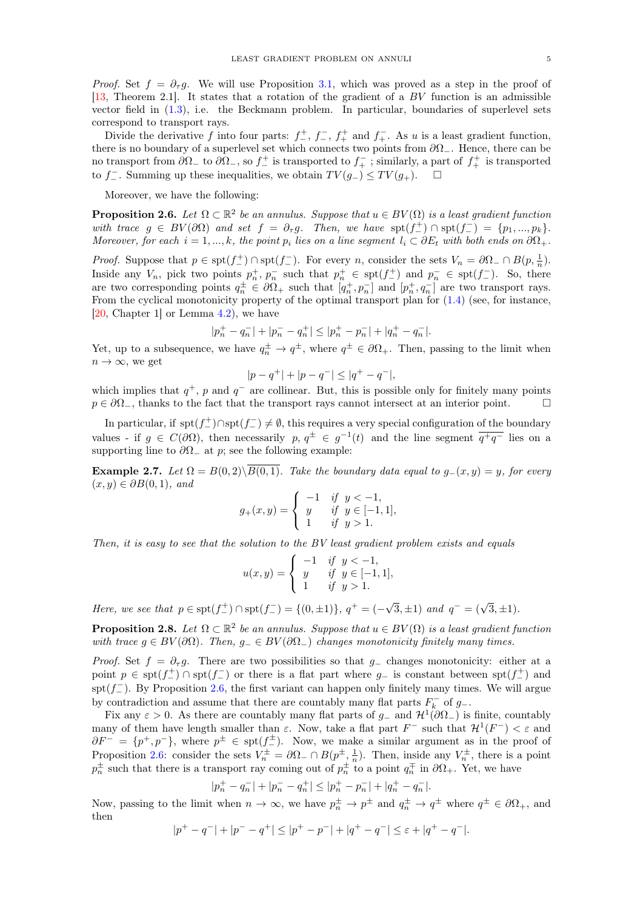*Proof.* Set $f = \partial_\tau g$. We will use Proposition 3.1, which was proved as a step in the proof of [13, Theorem 2.1]. It states that a rotation of the gradient of a $BV$ function is an admissible vector field in (1.3), i.e. the Beckmann problem. In particular, boundaries of superlevel sets correspond to transport rays.

Divide the derivative $f$ into four parts: $f_-^+$, $f_-^-$, $f_+^+$ and $f_+^-$. As $u$ is a least gradient function, there is no boundary of a superlevel set which connects two points from $\partial\Omega_-$. Hence, there can be no transport from $\partial\Omega_-$ to $\partial\Omega_-$, so $f_-^+$ is transported to $f_+^-$ ; similarly, a part of $f_+^+$ is transported to $f_-^-$. Summing up these inequalities, we obtain $TV(g_-) \leq TV(g_+)$. $\square$

Moreover, we have the following:

**Proposition 2.6.** *Let $\Omega \subset \mathbb{R}^2$ be an annulus. Suppose that $u \in BV(\Omega)$ is a least gradient function with trace $g \in BV(\partial\Omega)$ and set $f = \partial_\tau g$. Then, we have $\mathrm{spt}(f_-^+) \cap \mathrm{spt}(f_-^-) = \{p_1, ..., p_k\}$. Moreover, for each $i = 1, ..., k$, the point $p_i$ lies on a line segment $l_i \subset \partial E_t$ with both ends on $\partial\Omega_+$.*

*Proof.* Suppose that $p \in \mathrm{spt}(f_-^+) \cap \mathrm{spt}(f_-^-)$. For every $n$, consider the sets $V_n = \partial\Omega_- \cap B(p, \frac{1}{n})$. Inside any $V_n$, pick two points $p_n^+, p_n^-$ such that $p_n^+ \in \mathrm{spt}(f_-^+)$ and $p_n^- \in \mathrm{spt}(f_-^-)$. So, there are two corresponding points $q_n^\pm \in \partial\Omega_+$ such that $[q_n^+, p_n^-]$ and $[p_n^+, q_n^-]$ are two transport rays. From the cyclical monotonicity property of the optimal transport plan for (1.4) (see, for instance, [20, Chapter 1] or Lemma 4.2), we have

$$|p_n^+ - q_n^-| + |p_n^- - q_n^+| \leq |p_n^+ - p_n^-| + |q_n^+ - q_n^-|.$$

Yet, up to a subsequence, we have $q_n^\pm \to q^\pm$, where $q^\pm \in \partial\Omega_+$. Then, passing to the limit when $n \to \infty$, we get

$$|p - q^+| + |p - q^-| \leq |q^+ - q^-|,$$

which implies that $q^+$, $p$ and $q^-$ are collinear. But, this is possible only for finitely many points $p \in \partial\Omega_-$, thanks to the fact that the transport rays cannot intersect at an interior point. $\square$

In particular, if $\mathrm{spt}(f_-^+) \cap \mathrm{spt}(f_-^-) \neq \emptyset$, this requires a very special configuration of the boundary values - if $g \in C(\partial\Omega)$, then necessarily $p, q^\pm \in g^{-1}(t)$ and the line segment $\overline{q^+q^-}$ lies on a supporting line to $\partial\Omega_-$ at $p$; see the following example:

**Example 2.7.** *Let $\Omega = B(0,2) \backslash \overline{B(0,1)}$. Take the boundary data equal to $g_-(x,y) = y$, for every $(x,y) \in \partial B(0,1)$, and*

$$g_+(x,y) = \begin{cases} -1 & \text{if } \ y < -1, \\ y & \text{if } \ y \in [-1,1], \\ 1 & \text{if } \ y > 1. \end{cases}$$

*Then, it is easy to see that the solution to the BV least gradient problem exists and equals*

$$u(x,y) = \begin{cases} -1 & \text{if } \ y < -1, \\ y & \text{if } \ y \in [-1,1], \\ 1 & \text{if } \ y > 1. \end{cases}$$

*Here, we see that $p \in \mathrm{spt}(f_-^+) \cap \mathrm{spt}(f_-^-) = \{(0, \pm 1)\}$, $q^+ = (-\sqrt{3}, \pm 1)$ and $q^- = (\sqrt{3}, \pm 1)$.*

**Proposition 2.8.** *Let $\Omega \subset \mathbb{R}^2$ be an annulus. Suppose that $u \in BV(\Omega)$ is a least gradient function with trace $g \in BV(\partial\Omega)$. Then, $g_- \in BV(\partial\Omega_-)$ changes monotonicity finitely many times.*

*Proof.* Set $f = \partial_\tau g$. There are two possibilities so that $g_-$ changes monotonicity: either at a point $p \in \mathrm{spt}(f_-^+) \cap \mathrm{spt}(f_-^-)$ or there is a flat part where $g_-$ is constant between $\mathrm{spt}(f_-^+)$ and $\mathrm{spt}(f_-^-)$. By Proposition 2.6, the first variant can happen only finitely many times. We will argue by contradiction and assume that there are countably many flat parts $F_k^-$ of $g_-$.

Fix any $\varepsilon > 0$. As there are countably many flat parts of $g_-$ and $\mathcal{H}^1(\partial\Omega_-)$ is finite, countably many of them have length smaller than $\varepsilon$. Now, take a flat part $F^-$ such that $\mathcal{H}^1(F^-) < \varepsilon$ and $\partial F^- = \{p^+, p^-\}$, where $p^\pm \in \mathrm{spt}(f_-^\pm)$. Now, we make a similar argument as in the proof of Proposition 2.6: consider the sets $V_n^\pm = \partial\Omega_- \cap B(p^\pm, \frac{1}{n})$. Then, inside any $V_n^\pm$, there is a point $p_n^\pm$ such that there is a transport ray coming out of $p_n^\pm$ to a point $q_n^\mp$ in $\partial\Omega_+$. Yet, we have

$$|p_n^+ - q_n^-| + |p_n^- - q_n^+| \leq |p_n^+ - p_n^-| + |q_n^+ - q_n^-|.$$

Now, passing to the limit when $n \to \infty$, we have $p_n^\pm \to p^\pm$ and $q_n^\pm \to q^\pm$ where $q^\pm \in \partial\Omega_+$, and then

$$|p^+ - q^-| + |p^- - q^+| \leq |p^+ - p^-| + |q^+ - q^-| \leq \varepsilon + |q^+ - q^-|.$$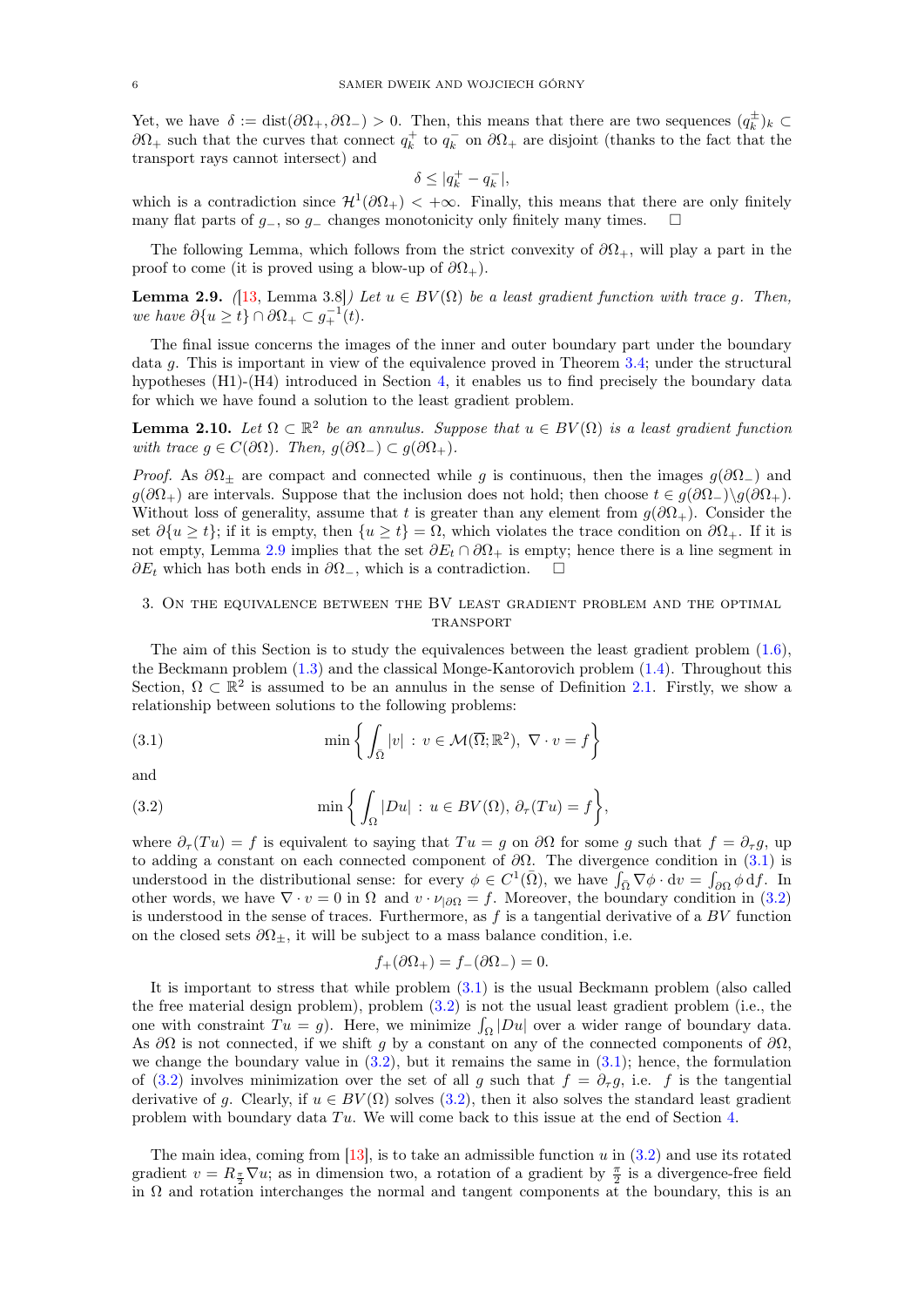Yet, we have $\delta := \mathrm{dist}(\partial\Omega_+, \partial\Omega_-) > 0$. Then, this means that there are two sequences $(q_k^{\pm})_k \subset \partial\Omega_+$ such that the curves that connect $q_k^+$ to $q_k^-$ on $\partial\Omega_+$ are disjoint (thanks to the fact that the transport rays cannot intersect) and

$$\delta \leq |q_k^+ - q_k^-|,$$

which is a contradiction since $\mathcal{H}^1(\partial\Omega_+) < +\infty$. Finally, this means that there are only finitely many flat parts of $g_-$, so $g_-$ changes monotonicity only finitely many times. □

The following Lemma, which follows from the strict convexity of $\partial\Omega_+$, will play a part in the proof to come (it is proved using a blow-up of $\partial\Omega_+$).

**Lemma 2.9.** *([13, Lemma 3.8]) Let $u \in BV(\Omega)$ be a least gradient function with trace $g$. Then, we have $\partial\{u \geq t\} \cap \partial\Omega_+ \subset g_+^{-1}(t)$.*

The final issue concerns the images of the inner and outer boundary part under the boundary data $g$. This is important in view of the equivalence proved in Theorem 3.4; under the structural hypotheses (H1)-(H4) introduced in Section 4, it enables us to find precisely the boundary data for which we have found a solution to the least gradient problem.

**Lemma 2.10.** *Let $\Omega \subset \mathbb{R}^2$ be an annulus. Suppose that $u \in BV(\Omega)$ is a least gradient function with trace $g \in C(\partial\Omega)$. Then, $g(\partial\Omega_-) \subset g(\partial\Omega_+)$.*

*Proof.* As $\partial\Omega_\pm$ are compact and connected while $g$ is continuous, then the images $g(\partial\Omega_-)$ and $g(\partial\Omega_+)$ are intervals. Suppose that the inclusion does not hold; then choose $t \in g(\partial\Omega_-)\backslash g(\partial\Omega_+)$. Without loss of generality, assume that $t$ is greater than any element from $g(\partial\Omega_+)$. Consider the set $\partial\{u \geq t\}$; if it is empty, then $\{u \geq t\} = \Omega$, which violates the trace condition on $\partial\Omega_+$. If it is not empty, Lemma 2.9 implies that the set $\partial E_t \cap \partial\Omega_+$ is empty; hence there is a line segment in $\partial E_t$ which has both ends in $\partial\Omega_-$, which is a contradiction. □

## 3. On the equivalence between the BV least gradient problem and the optimal transport

The aim of this Section is to study the equivalences between the least gradient problem (1.6), the Beckmann problem (1.3) and the classical Monge-Kantorovich problem (1.4). Throughout this Section, $\Omega \subset \mathbb{R}^2$ is assumed to be an annulus in the sense of Definition 2.1. Firstly, we show a relationship between solutions to the following problems:

$$\min\left\{ \int_{\bar{\Omega}} |v| \,:\, v \in \mathcal{M}(\overline{\Omega};\mathbb{R}^2),\ \nabla\cdot v = f \right\} \tag{3.1}$$

and

$$\min\left\{ \int_{\Omega} |Du| \,:\, u \in BV(\Omega),\ \partial_\tau(Tu) = f \right\}, \tag{3.2}$$

where $\partial_\tau(Tu) = f$ is equivalent to saying that $Tu = g$ on $\partial\Omega$ for some $g$ such that $f = \partial_\tau g$, up to adding a constant on each connected component of $\partial\Omega$. The divergence condition in (3.1) is understood in the distributional sense: for every $\phi \in C^1(\bar{\Omega})$, we have $\int_{\bar{\Omega}} \nabla\phi \cdot \mathrm{d}v = \int_{\partial\Omega} \phi \,\mathrm{d}f$. In other words, we have $\nabla\cdot v = 0$ in $\Omega$ and $v \cdot \nu_{|\partial\Omega} = f$. Moreover, the boundary condition in (3.2) is understood in the sense of traces. Furthermore, as $f$ is a tangential derivative of a $BV$ function on the closed sets $\partial\Omega_\pm$, it will be subject to a mass balance condition, i.e.

$$f_+(\partial\Omega_+) = f_-(\partial\Omega_-) = 0.$$

It is important to stress that while problem (3.1) is the usual Beckmann problem (also called the free material design problem), problem (3.2) is not the usual least gradient problem (i.e., the one with constraint $Tu = g$). Here, we minimize $\int_\Omega |Du|$ over a wider range of boundary data. As $\partial\Omega$ is not connected, if we shift $g$ by a constant on any of the connected components of $\partial\Omega$, we change the boundary value in (3.2), but it remains the same in (3.1); hence, the formulation of (3.2) involves minimization over the set of all $g$ such that $f = \partial_\tau g$, i.e. $f$ is the tangential derivative of $g$. Clearly, if $u \in BV(\Omega)$ solves (3.2), then it also solves the standard least gradient problem with boundary data $Tu$. We will come back to this issue at the end of Section 4.

The main idea, coming from [13], is to take an admissible function $u$ in (3.2) and use its rotated gradient $v = R_{\frac{\pi}{2}}\nabla u$; as in dimension two, a rotation of a gradient by $\frac{\pi}{2}$ is a divergence-free field in $\Omega$ and rotation interchanges the normal and tangent components at the boundary, this is an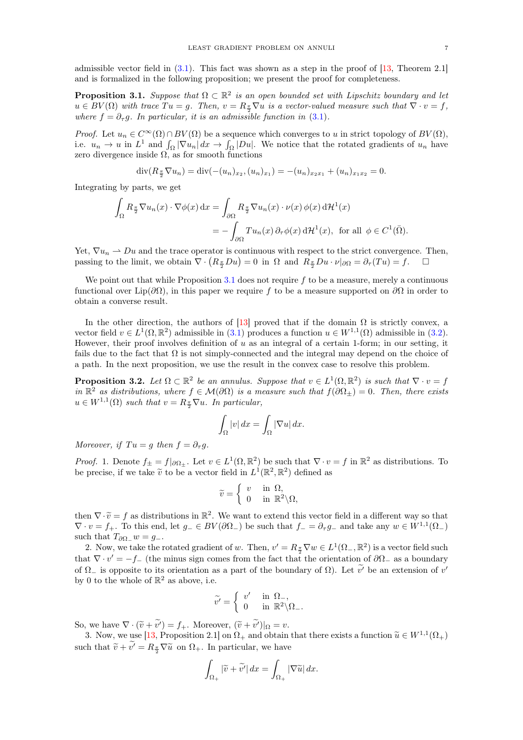admissible vector field in (3.1). This fact was shown as a step in the proof of [13, Theorem 2.1] and is formalized in the following proposition; we present the proof for completeness.

**Proposition 3.1.** *Suppose that $\Omega \subset \mathbb{R}^2$ is an open bounded set with Lipschitz boundary and let $u \in BV(\Omega)$ with trace $Tu = g$. Then, $v = R_{\frac{\pi}{2}} \nabla u$ is a vector-valued measure such that $\nabla \cdot v = f$, where $f = \partial_\tau g$. In particular, it is an admissible function in (3.1).*

*Proof.* Let $u_n \in C^\infty(\Omega) \cap BV(\Omega)$ be a sequence which converges to $u$ in strict topology of $BV(\Omega)$, i.e. $u_n \to u$ in $L^1$ and $\int_\Omega |\nabla u_n| \, dx \to \int_\Omega |Du|$. We notice that the rotated gradients of $u_n$ have zero divergence inside $\Omega$, as for smooth functions

$$\operatorname{div}(R_{\frac{\pi}{2}} \nabla u_n) = \operatorname{div}(-(u_n)_{x_2}, (u_n)_{x_1}) = -(u_n)_{x_2 x_1} + (u_n)_{x_1 x_2} = 0.$$

Integrating by parts, we get

$$\begin{aligned}
\int_\Omega R_{\frac{\pi}{2}} \nabla u_n(x) \cdot \nabla \phi(x) \, \mathrm{d}x &= \int_{\partial\Omega} R_{\frac{\pi}{2}} \nabla u_n(x) \cdot \nu(x) \, \phi(x) \, \mathrm{d}\mathcal{H}^1(x) \\
&= -\int_{\partial\Omega} T u_n(x) \, \partial_\tau \phi(x) \, \mathrm{d}\mathcal{H}^1(x), \ \text{ for all } \ \phi \in C^1(\bar{\Omega}).
\end{aligned}$$

Yet, $\nabla u_n \rightharpoonup Du$ and the trace operator is continuous with respect to the strict convergence. Then, passing to the limit, we obtain $\nabla \cdot \big( R_{\frac{\pi}{2}} Du \big) = 0$ in $\Omega$ and $R_{\frac{\pi}{2}} Du \cdot \nu|_{\partial\Omega} = \partial_\tau (Tu) = f$. $\square$

We point out that while Proposition 3.1 does not require $f$ to be a measure, merely a continuous functional over $\mathrm{Lip}(\partial\Omega)$, in this paper we require $f$ to be a measure supported on $\partial\Omega$ in order to obtain a converse result.

In the other direction, the authors of [13] proved that if the domain $\Omega$ is strictly convex, a vector field $v \in L^1(\Omega, \mathbb{R}^2)$ admissible in (3.1) produces a function $u \in W^{1,1}(\Omega)$ admissible in (3.2). However, their proof involves definition of $u$ as an integral of a certain 1-form; in our setting, it fails due to the fact that $\Omega$ is not simply-connected and the integral may depend on the choice of a path. In the next proposition, we use the result in the convex case to resolve this problem.

**Proposition 3.2.** *Let $\Omega \subset \mathbb{R}^2$ be an annulus. Suppose that $v \in L^1(\Omega, \mathbb{R}^2)$ is such that $\nabla \cdot v = f$ in $\mathbb{R}^2$ as distributions, where $f \in \mathcal{M}(\partial\Omega)$ is a measure such that $f(\partial\Omega_\pm) = 0$. Then, there exists $u \in W^{1,1}(\Omega)$ such that $v = R_{\frac{\pi}{2}} \nabla u$. In particular,*

$$\int_\Omega |v| \, dx = \int_\Omega |\nabla u| \, dx.$$

*Moreover, if $Tu = g$ then $f = \partial_\tau g$.*

*Proof.* 1. Denote $f_\pm = f|_{\partial\Omega_\pm}$. Let $v \in L^1(\Omega, \mathbb{R}^2)$ be such that $\nabla \cdot v = f$ in $\mathbb{R}^2$ as distributions. To be precise, if we take $\widetilde{v}$ to be a vector field in $L^1(\mathbb{R}^2, \mathbb{R}^2)$ defined as

$$\widetilde{v} = \begin{cases} v & \text{in } \Omega, \\ 0 & \text{in } \mathbb{R}^2 \backslash \Omega, \end{cases}$$

then $\nabla \cdot \widetilde{v} = f$ as distributions in $\mathbb{R}^2$. We want to extend this vector field in a different way so that $\nabla \cdot v = f_+$. To this end, let $g_- \in BV(\partial\Omega_-)$ be such that $f_- = \partial_\tau g_-$ and take any $w \in W^{1,1}(\Omega_-)$ such that $T_{\partial\Omega_-} w = g_-$.

2. Now, we take the rotated gradient of $w$. Then, $v' = R_{\frac{\pi}{2}} \nabla w \in L^1(\Omega_-, \mathbb{R}^2)$ is a vector field such that $\nabla \cdot v' = -f_-$ (the minus sign comes from the fact that the orientation of $\partial\Omega_-$ as a boundary of $\Omega_-$ is opposite to its orientation as a part of the boundary of $\Omega$). Let $\widetilde{v'}$ be an extension of $v'$ by 0 to the whole of $\mathbb{R}^2$ as above, i.e.

$$\widetilde{v'} = \begin{cases} v' & \text{in } \Omega_-, \\ 0 & \text{in } \mathbb{R}^2 \backslash \Omega_-. \end{cases}$$

So, we have $\nabla \cdot (\widetilde{v} + \widetilde{v'}) = f_+$. Moreover, $(\widetilde{v} + \widetilde{v'})|_\Omega = v$.

3. Now, we use [13, Proposition 2.1] on $\Omega_+$ and obtain that there exists a function $\widetilde{u} \in W^{1,1}(\Omega_+)$ such that $\widetilde{v} + \widetilde{v'} = R_{\frac{\pi}{2}} \nabla \widetilde{u}$ on $\Omega_+$. In particular, we have

$$\int_{\Omega_+} |\widetilde{v} + \widetilde{v'}| \, dx = \int_{\Omega_+} |\nabla \widetilde{u}| \, dx.$$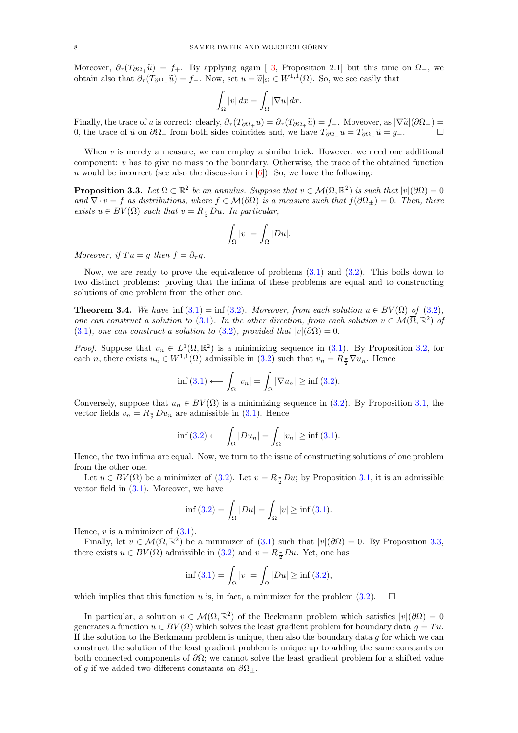Moreover, $\partial_\tau(T_{\partial\Omega_+}\widetilde{u}) = f_+$. By applying again [13, Proposition 2.1] but this time on $\Omega_-$, we obtain also that $\partial_\tau(T_{\partial\Omega_-}\widetilde{u}) = f_-$. Now, set $u = \widetilde{u}|_\Omega \in W^{1,1}(\Omega)$. So, we see easily that

$$\int_\Omega |v|\, dx = \int_\Omega |\nabla u|\, dx.$$

Finally, the trace of $u$ is correct: clearly, $\partial_\tau(T_{\partial\Omega_+}u) = \partial_\tau(T_{\partial\Omega_+}\widetilde{u}) = f_+$. Moeover, as $|\nabla\widetilde{u}|(\partial\Omega_-) = 0$, the trace of $\widetilde{u}$ on $\partial\Omega_-$ from both sides coincides and, we have $T_{\partial\Omega_-}u = T_{\partial\Omega_-}\widetilde{u} = g_-$. □

When $v$ is merely a measure, we can employ a similar trick. However, we need one additional component: $v$ has to give no mass to the boundary. Otherwise, the trace of the obtained function $u$ would be incorrect (see also the discussion in [6]). So, we have the following:

**Proposition 3.3.** *Let $\Omega \subset \mathbb{R}^2$ be an annulus. Suppose that $v \in \mathcal{M}(\overline{\Omega}, \mathbb{R}^2)$ is such that $|v|(\partial\Omega) = 0$ and $\nabla \cdot v = f$ as distributions, where $f \in \mathcal{M}(\partial\Omega)$ is a measure such that $f(\partial\Omega_\pm) = 0$. Then, there exists $u \in BV(\Omega)$ such that $v = R_{\frac{\pi}{2}}Du$. In particular,*

$$\int_{\overline{\Omega}} |v| = \int_\Omega |Du|.$$

*Moreover, if $Tu = g$ then $f = \partial_\tau g$.*

Now, we are ready to prove the equivalence of problems (3.1) and (3.2). This boils down to two distinct problems: proving that the infima of these problems are equal and to constructing solutions of one problem from the other one.

**Theorem 3.4.** *We have* $\inf(3.1) = \inf(3.2)$. *Moreover, from each solution $u \in BV(\Omega)$ of (3.2), one can construct a solution to (3.1). In the other direction, from each solution $v \in \mathcal{M}(\overline{\Omega}, \mathbb{R}^2)$ of (3.1), one can construct a solution to (3.2), provided that $|v|(\partial\Omega) = 0$.*

*Proof.* Suppose that $v_n \in L^1(\Omega, \mathbb{R}^2)$ is a minimizing sequence in (3.1). By Proposition 3.2, for each $n$, there exists $u_n \in W^{1,1}(\Omega)$ admissible in (3.2) such that $v_n = R_{\frac{\pi}{2}}\nabla u_n$. Hence

$$\inf (3.1) \longleftarrow \int_\Omega |v_n| = \int_\Omega |\nabla u_n| \geq \inf (3.2).$$

Conversely, suppose that $u_n \in BV(\Omega)$ is a minimizing sequence in (3.2). By Proposition 3.1, the vector fields $v_n = R_{\frac{\pi}{2}}Du_n$ are admissible in (3.1). Hence

$$\inf (3.2) \longleftarrow \int_\Omega |Du_n| = \int_\Omega |v_n| \geq \inf (3.1).$$

Hence, the two infima are equal. Now, we turn to the issue of constructing solutions of one problem from the other one.

Let $u \in BV(\Omega)$ be a minimizer of (3.2). Let $v = R_{\frac{\pi}{2}}Du$; by Proposition 3.1, it is an admissible vector field in (3.1). Moreover, we have

$$\inf (3.2) = \int_\Omega |Du| = \int_\Omega |v| \geq \inf (3.1).$$

Hence, $v$ is a minimizer of (3.1).

Finally, let $v \in \mathcal{M}(\overline{\Omega}, \mathbb{R}^2)$ be a minimizer of (3.1) such that $|v|(\partial\Omega) = 0$. By Proposition 3.3, there exists $u \in BV(\Omega)$ admissible in (3.2) and $v = R_{\frac{\pi}{2}}Du$. Yet, one has

$$\inf (3.1) = \int_\Omega |v| = \int_\Omega |Du| \geq \inf (3.2),$$

which implies that this function $u$ is, in fact, a minimizer for the problem (3.2). □

In particular, a solution $v \in \mathcal{M}(\overline{\Omega}, \mathbb{R}^2)$ of the Beckmann problem which satisfies $|v|(\partial\Omega) = 0$ generates a function $u \in BV(\Omega)$ which solves the least gradient problem for boundary data $g = Tu$. If the solution to the Beckmann problem is unique, then also the boundary data $g$ for which we can construct the solution of the least gradient problem is unique up to adding the same constants on both connected components of $\partial\Omega$; we cannot solve the least gradient problem for a shifted value of $g$ if we added two different constants on $\partial\Omega_\pm$.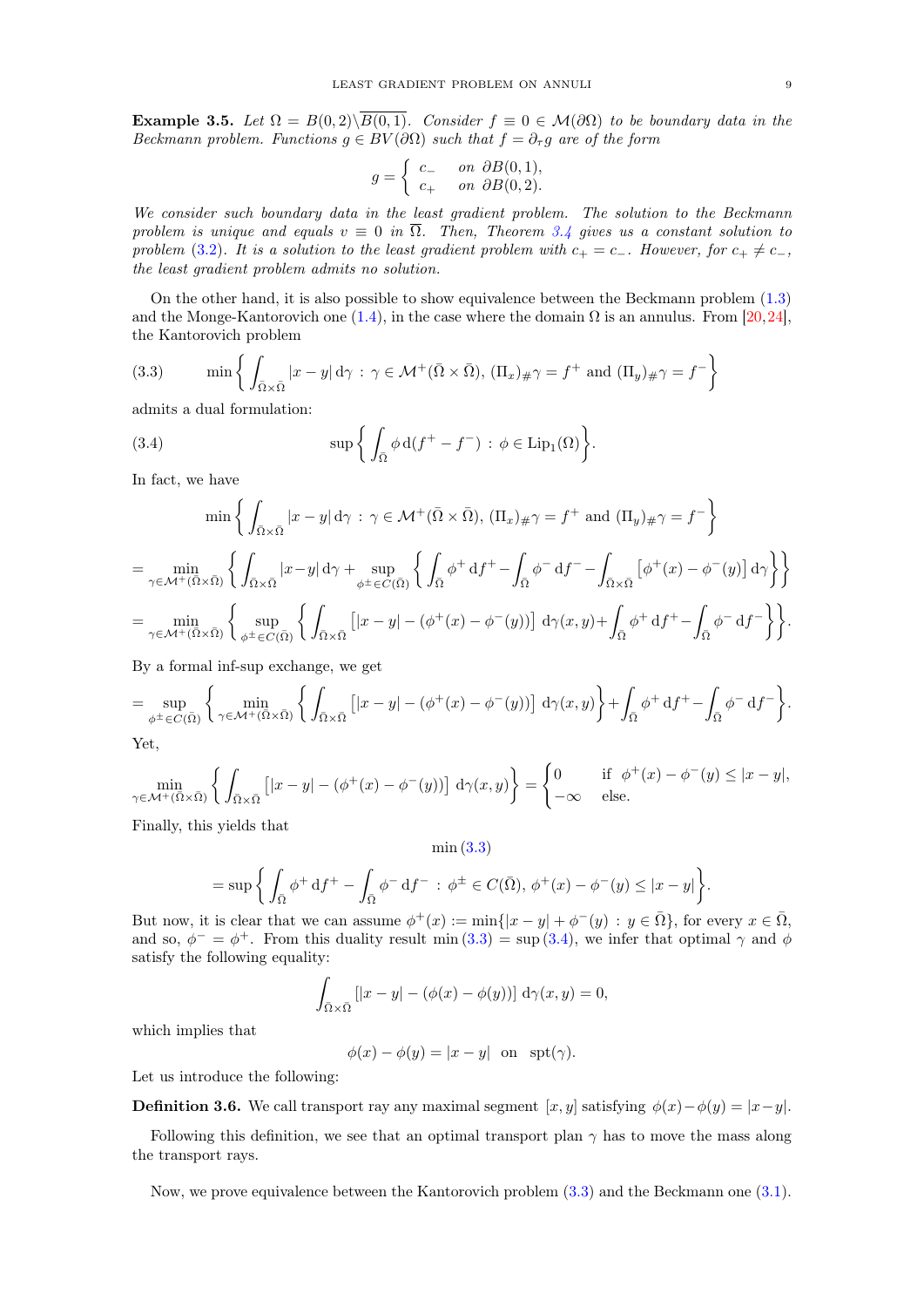**Example 3.5.** *Let $\Omega = B(0,2)\backslash\overline{B(0,1)}$. Consider $f \equiv 0 \in \mathcal{M}(\partial\Omega)$ to be boundary data in the Beckmann problem. Functions $g \in BV(\partial\Omega)$ such that $f = \partial_\tau g$ are of the form*

$$g = \begin{cases} c_- & \text{on } \partial B(0,1), \\ c_+ & \text{on } \partial B(0,2). \end{cases}$$

*We consider such boundary data in the least gradient problem. The solution to the Beckmann problem is unique and equals $v \equiv 0$ in $\overline{\Omega}$. Then, Theorem 3.4 gives us a constant solution to problem (3.2). It is a solution to the least gradient problem with $c_+ = c_-$. However, for $c_+ \neq c_-$, the least gradient problem admits no solution.*

On the other hand, it is also possible to show equivalence between the Beckmann problem (1.3) and the Monge-Kantorovich one (1.4), in the case where the domain $\Omega$ is an annulus. From [20,24], the Kantorovich problem

$$\min\left\{ \int_{\bar\Omega\times\bar\Omega} |x-y|\,\mathrm{d}\gamma \,:\, \gamma \in \mathcal{M}^+(\bar\Omega\times\bar\Omega),\, (\Pi_x)_\#\gamma = f^+ \text{ and } (\Pi_y)_\#\gamma = f^- \right\} \tag{3.3}$$

admits a dual formulation:

$$\sup\left\{ \int_{\bar\Omega} \phi\,\mathrm{d}(f^+ - f^-) \,:\, \phi \in \mathrm{Lip}_1(\Omega) \right\}. \tag{3.4}$$

In fact, we have

$$\min\left\{ \int_{\bar\Omega\times\bar\Omega} |x-y|\,\mathrm{d}\gamma \,:\, \gamma \in \mathcal{M}^+(\bar\Omega\times\bar\Omega),\, (\Pi_x)_\#\gamma = f^+ \text{ and } (\Pi_y)_\#\gamma = f^- \right\}$$

$$= \min_{\gamma\in\mathcal{M}^+(\bar\Omega\times\bar\Omega)} \left\{ \int_{\bar\Omega\times\bar\Omega} |x-y|\,\mathrm{d}\gamma + \sup_{\phi^\pm\in C(\bar\Omega)} \left\{ \int_{\bar\Omega} \phi^+\,\mathrm{d}f^+ - \int_{\bar\Omega} \phi^-\,\mathrm{d}f^- - \int_{\bar\Omega\times\bar\Omega} \left[\phi^+(x) - \phi^-(y)\right]\mathrm{d}\gamma \right\} \right\}$$

$$= \min_{\gamma\in\mathcal{M}^+(\bar\Omega\times\bar\Omega)} \left\{ \sup_{\phi^\pm\in C(\bar\Omega)} \left\{ \int_{\bar\Omega\times\bar\Omega} \left[|x-y| - (\phi^+(x) - \phi^-(y))\right]\mathrm{d}\gamma(x,y) + \int_{\bar\Omega} \phi^+\,\mathrm{d}f^+ - \int_{\bar\Omega} \phi^-\,\mathrm{d}f^- \right\} \right\}.$$

By a formal inf-sup exchange, we get

$$= \sup_{\phi^\pm\in C(\bar\Omega)} \left\{ \min_{\gamma\in\mathcal{M}^+(\bar\Omega\times\bar\Omega)} \left\{ \int_{\bar\Omega\times\bar\Omega} \left[|x-y| - (\phi^+(x) - \phi^-(y))\right]\mathrm{d}\gamma(x,y) \right\} + \int_{\bar\Omega} \phi^+\,\mathrm{d}f^+ - \int_{\bar\Omega} \phi^-\,\mathrm{d}f^- \right\}.$$

Yet,

$$\min_{\gamma\in\mathcal{M}^+(\bar\Omega\times\bar\Omega)} \left\{ \int_{\bar\Omega\times\bar\Omega} \left[|x-y| - (\phi^+(x) - \phi^-(y))\right]\mathrm{d}\gamma(x,y) \right\} = \begin{cases} 0 & \text{if } \phi^+(x) - \phi^-(y) \leq |x-y|, \\ -\infty & \text{else.} \end{cases}$$

Finally, this yields that

$$\min(3.3)$$

$$= \sup\left\{ \int_{\bar\Omega} \phi^+\,\mathrm{d}f^+ - \int_{\bar\Omega} \phi^-\,\mathrm{d}f^- \,:\, \phi^\pm \in C(\bar\Omega),\, \phi^+(x) - \phi^-(y) \leq |x-y| \right\}.$$

But now, it is clear that we can assume $\phi^+(x) := \min\{|x-y| + \phi^-(y) \,:\, y \in \bar\Omega\}$, for every $x \in \bar\Omega$, and so, $\phi^- = \phi^+$. From this duality result $\min(3.3) = \sup(3.4)$, we infer that optimal $\gamma$ and $\phi$ satisfy the following equality:

$$\int_{\bar\Omega\times\bar\Omega} \left[|x-y| - (\phi(x) - \phi(y))\right]\mathrm{d}\gamma(x,y) = 0,$$

which implies that

$$\phi(x) - \phi(y) = |x-y| \quad \text{on} \quad \mathrm{spt}(\gamma).$$

Let us introduce the following:

**Definition 3.6.** We call transport ray any maximal segment $[x,y]$ satisfying $\phi(x) - \phi(y) = |x-y|$.

Following this definition, we see that an optimal transport plan $\gamma$ has to move the mass along the transport rays.

Now, we prove equivalence between the Kantorovich problem (3.3) and the Beckmann one (3.1).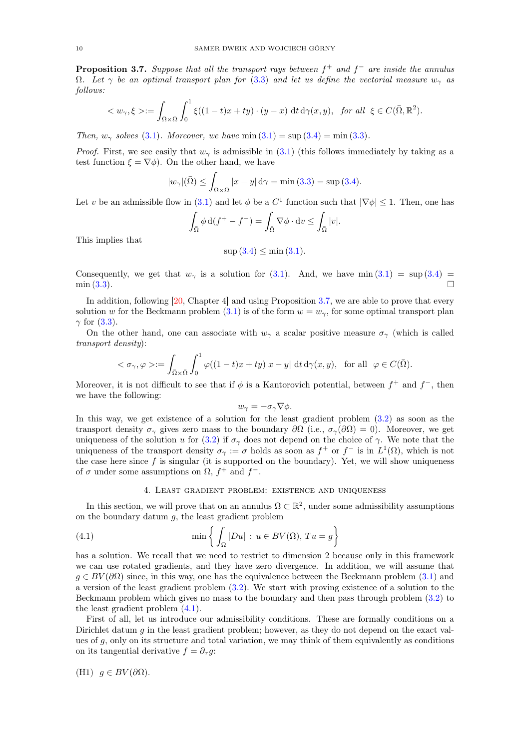**Proposition 3.7.** *Suppose that all the transport rays between $f^+$ and $f^-$ are inside the annulus $\Omega$. Let $\gamma$ be an optimal transport plan for (3.3) and let us define the vectorial measure $w_\gamma$ as follows:*

$$< w_\gamma, \xi > := \int_{\bar{\Omega}\times\bar{\Omega}} \int_0^1 \xi((1-t)x + ty) \cdot (y - x) \, \mathrm{d}t \, \mathrm{d}\gamma(x, y), \quad \textit{for all} \ \ \xi \in C(\bar{\Omega}, \mathbb{R}^2).$$

*Then, $w_\gamma$ solves (3.1). Moreover, we have* $\min(3.1) = \sup(3.4) = \min(3.3)$.

*Proof.* First, we see easily that $w_\gamma$ is admissible in (3.1) (this follows immediately by taking as a test function $\xi = \nabla\phi$). On the other hand, we have

$$|w_\gamma|(\bar{\Omega}) \leq \int_{\bar{\Omega}\times\bar{\Omega}} |x - y| \, \mathrm{d}\gamma = \min(3.3) = \sup(3.4).$$

Let $v$ be an admissible flow in (3.1) and let $\phi$ be a $C^1$ function such that $|\nabla\phi| \leq 1$. Then, one has

$$\int_{\bar{\Omega}} \phi \, \mathrm{d}(f^+ - f^-) = \int_{\bar{\Omega}} \nabla\phi \cdot \mathrm{d}v \leq \int_{\bar{\Omega}} |v|.$$

This implies that

$$\sup(3.4) \leq \min(3.1).$$

Consequently, we get that $w_\gamma$ is a solution for (3.1). And, we have $\min(3.1) = \sup(3.4) = \min(3.3)$. $\square$

In addition, following [20, Chapter 4] and using Proposition 3.7, we are able to prove that every solution $w$ for the Beckmann problem (3.1) is of the form $w = w_\gamma$, for some optimal transport plan $\gamma$ for (3.3).

On the other hand, one can associate with $w_\gamma$ a scalar positive measure $\sigma_\gamma$ (which is called *transport density*):

$$< \sigma_\gamma, \varphi > := \int_{\bar{\Omega}\times\bar{\Omega}} \int_0^1 \varphi((1-t)x + ty)|x - y| \, \mathrm{d}t \, \mathrm{d}\gamma(x, y), \quad \text{for all} \ \ \varphi \in C(\bar{\Omega}).$$

Moreover, it is not difficult to see that if $\phi$ is a Kantorovich potential, between $f^+$ and $f^-$, then we have the following:

$$w_\gamma = -\sigma_\gamma \nabla\phi.$$

In this way, we get existence of a solution for the least gradient problem (3.2) as soon as the transport density $\sigma_\gamma$ gives zero mass to the boundary $\partial\Omega$ (i.e., $\sigma_\gamma(\partial\Omega) = 0$). Moreover, we get uniqueness of the solution $u$ for (3.2) if $\sigma_\gamma$ does not depend on the choice of $\gamma$. We note that the uniqueness of the transport density $\sigma_\gamma := \sigma$ holds as soon as $f^+$ or $f^-$ is in $L^1(\Omega)$, which is not the case here since $f$ is singular (it is supported on the boundary). Yet, we will show uniqueness of $\sigma$ under some assumptions on $\Omega$, $f^+$ and $f^-$.

## 4. Least gradient problem: existence and uniqueness

In this section, we will prove that on an annulus $\Omega \subset \mathbb{R}^2$, under some admissibility assumptions on the boundary datum $g$, the least gradient problem

$$\min\left\{ \int_\Omega |Du| \, : \, u \in BV(\Omega), \, Tu = g \right\} \tag{4.1}$$

has a solution. We recall that we need to restrict to dimension 2 because only in this framework we can use rotated gradients, and they have zero divergence. In addition, we will assume that $g \in BV(\partial\Omega)$ since, in this way, one has the equivalence between the Beckmann problem (3.1) and a version of the least gradient problem (3.2). We start with proving existence of a solution to the Beckmann problem which gives no mass to the boundary and then pass through problem (3.2) to the least gradient problem (4.1).

First of all, let us introduce our admissibility conditions. These are formally conditions on a Dirichlet datum $g$ in the least gradient problem; however, as they do not depend on the exact values of $g$, only on its structure and total variation, we may think of them equivalently as conditions on its tangential derivative $f = \partial_\tau g$:

(H1) $g \in BV(\partial\Omega)$.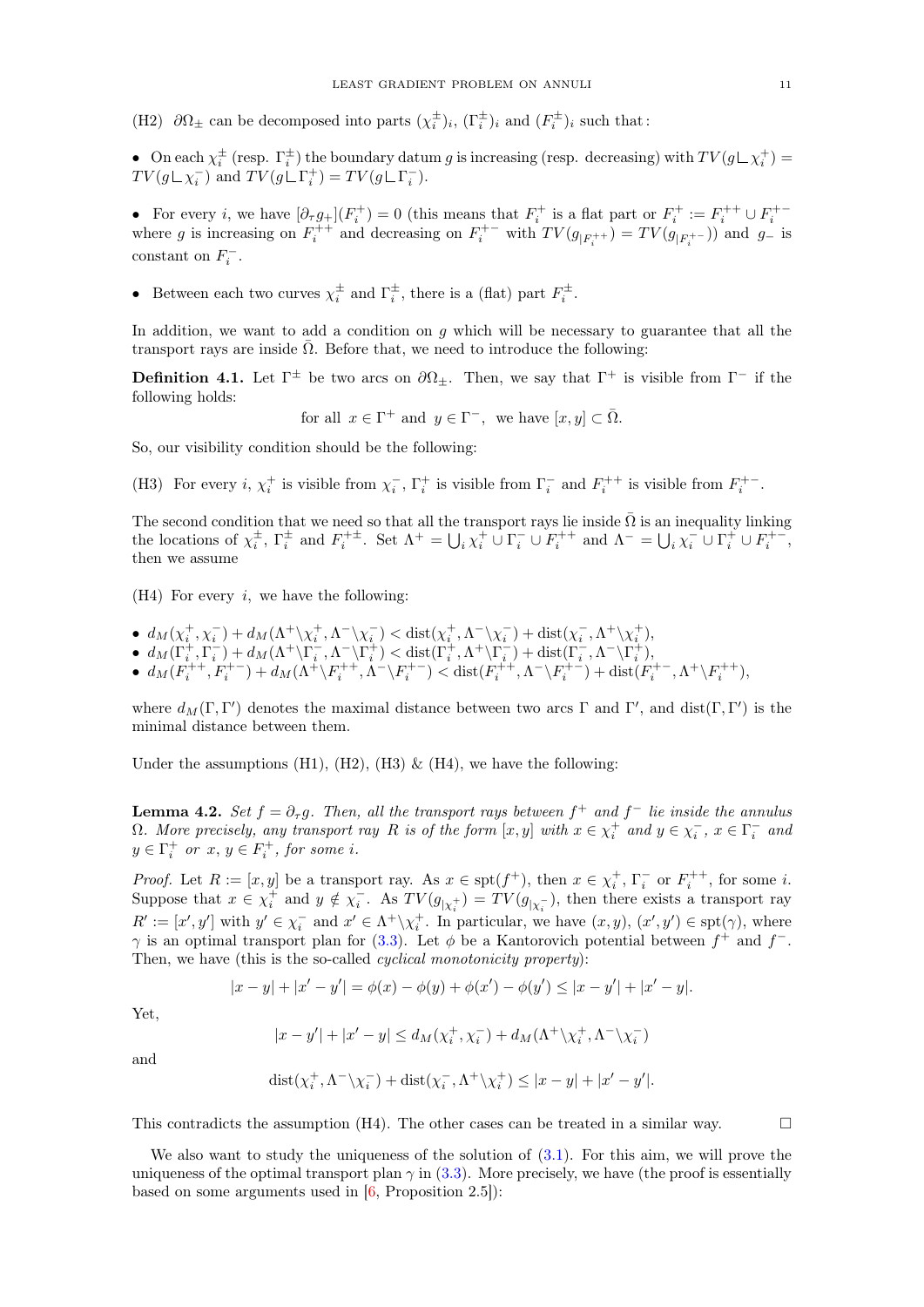(H2) $\partial\Omega_\pm$ can be decomposed into parts $(\chi_i^\pm)_i$, $(\Gamma_i^\pm)_i$ and $(F_i^\pm)_i$ such that :

- On each $\chi_i^\pm$ (resp. $\Gamma_i^\pm$) the boundary datum $g$ is increasing (resp. decreasing) with $TV(g\llcorner\chi_i^+) = TV(g\llcorner\chi_i^-)$ and $TV(g\llcorner\Gamma_i^+) = TV(g\llcorner\Gamma_i^-)$.

- For every $i$, we have $[\partial_\tau g_+](F_i^+) = 0$ (this means that $F_i^+$ is a flat part or $F_i^+ := F_i^{++} \cup F_i^{+-}$ where $g$ is increasing on $F_i^{++}$ and decreasing on $F_i^{+-}$ with $TV(g_{|F_i^{++}}) = TV(g_{|F_i^{+-}}))$ and $g_-$ is constant on $F_i^-$.

- Between each two curves $\chi_i^\pm$ and $\Gamma_i^\pm$, there is a (flat) part $F_i^\pm$.

In addition, we want to add a condition on $g$ which will be necessary to guarantee that all the transport rays are inside $\bar{\Omega}$. Before that, we need to introduce the following:

**Definition 4.1.** Let $\Gamma^\pm$ be two arcs on $\partial\Omega_\pm$. Then, we say that $\Gamma^+$ is visible from $\Gamma^-$ if the following holds:

$$\text{for all } \; x \in \Gamma^+ \text{ and } \; y \in \Gamma^-, \; \text{ we have } [x,y] \subset \bar{\Omega}.$$

So, our visibility condition should be the following:

(H3) For every $i$, $\chi_i^+$ is visible from $\chi_i^-$, $\Gamma_i^+$ is visible from $\Gamma_i^-$ and $F_i^{++}$ is visible from $F_i^{+-}$.

The second condition that we need so that all the transport rays lie inside $\bar{\Omega}$ is an inequality linking the locations of $\chi_i^\pm$, $\Gamma_i^\pm$ and $F_i^{+\pm}$. Set $\Lambda^+ = \bigcup_i \chi_i^+ \cup \Gamma_i^- \cup F_i^{++}$ and $\Lambda^- = \bigcup_i \chi_i^- \cup \Gamma_i^+ \cup F_i^{+-}$, then we assume

(H4) For every $i$, we have the following:

- $d_M(\chi_i^+,\chi_i^-) + d_M(\Lambda^+\backslash\chi_i^+, \Lambda^-\backslash\chi_i^-) < \mathrm{dist}(\chi_i^+, \Lambda^-\backslash\chi_i^-) + \mathrm{dist}(\chi_i^-, \Lambda^+\backslash\chi_i^+)$,
- $d_M(\Gamma_i^+,\Gamma_i^-) + d_M(\Lambda^+\backslash\Gamma_i^-, \Lambda^-\backslash\Gamma_i^+) < \mathrm{dist}(\Gamma_i^+, \Lambda^+\backslash\Gamma_i^-) + \mathrm{dist}(\Gamma_i^-, \Lambda^-\backslash\Gamma_i^+)$,
- $d_M(F_i^{++},F_i^{+-}) + d_M(\Lambda^+\backslash F_i^{++}, \Lambda^-\backslash F_i^{+-}) < \mathrm{dist}(F_i^{++}, \Lambda^-\backslash F_i^{+-}) + \mathrm{dist}(F_i^{+-}, \Lambda^+\backslash F_i^{++})$,

where $d_M(\Gamma,\Gamma')$ denotes the maximal distance between two arcs $\Gamma$ and $\Gamma'$, and $\mathrm{dist}(\Gamma,\Gamma')$ is the minimal distance between them.

Under the assumptions (H1), (H2), (H3) & (H4), we have the following:

**Lemma 4.2.** *Set $f = \partial_\tau g$. Then, all the transport rays between $f^+$ and $f^-$ lie inside the annulus $\Omega$. More precisely, any transport ray $R$ is of the form $[x,y]$ with $x \in \chi_i^+$ and $y \in \chi_i^-$, $x \in \Gamma_i^-$ and $y \in \Gamma_i^+$ or $x$, $y \in F_i^+$, for some $i$.*

*Proof.* Let $R := [x,y]$ be a transport ray. As $x \in \mathrm{spt}(f^+)$, then $x \in \chi_i^+$, $\Gamma_i^-$ or $F_i^{++}$, for some $i$. Suppose that $x \in \chi_i^+$ and $y \notin \chi_i^-$. As $TV(g_{|\chi_i^+}) = TV(g_{|\chi_i^-})$, then there exists a transport ray $R' := [x',y']$ with $y' \in \chi_i^-$ and $x' \in \Lambda^+\backslash\chi_i^+$. In particular, we have $(x,y)$, $(x',y') \in \mathrm{spt}(\gamma)$, where $\gamma$ is an optimal transport plan for (3.3). Let $\phi$ be a Kantorovich potential between $f^+$ and $f^-$. Then, we have (this is the so-called *cyclical monotonicity property*):

$$|x-y| + |x'-y'| = \phi(x) - \phi(y) + \phi(x') - \phi(y') \le |x-y'| + |x'-y|.$$

Yet,

$$|x-y'| + |x'-y| \le d_M(\chi_i^+,\chi_i^-) + d_M(\Lambda^+\backslash\chi_i^+, \Lambda^-\backslash\chi_i^-)$$

and

$$\mathrm{dist}(\chi_i^+, \Lambda^-\backslash\chi_i^-) + \mathrm{dist}(\chi_i^-, \Lambda^+\backslash\chi_i^+) \le |x-y| + |x'-y'|.$$

This contradicts the assumption (H4). The other cases can be treated in a similar way. $\square$

We also want to study the uniqueness of the solution of (3.1). For this aim, we will prove the uniqueness of the optimal transport plan $\gamma$ in (3.3). More precisely, we have (the proof is essentially based on some arguments used in [6, Proposition 2.5]):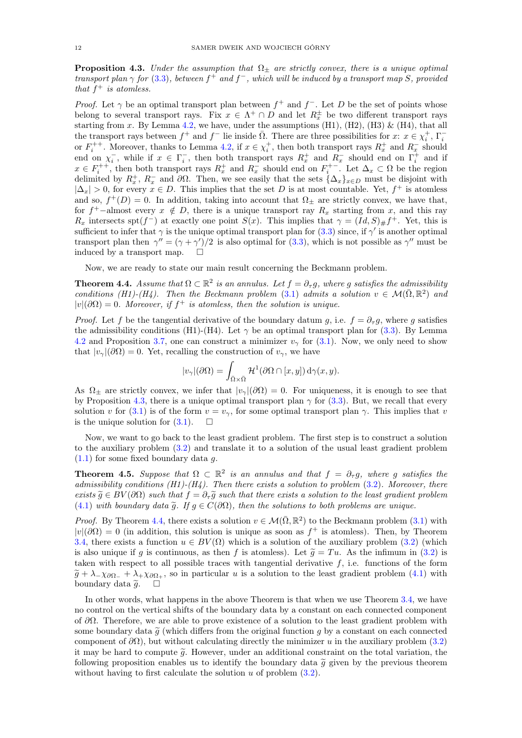**Proposition 4.3.** *Under the assumption that $\Omega_\pm$ are strictly convex, there is a unique optimal transport plan $\gamma$ for (3.3), between $f^+$ and $f^-$, which will be induced by a transport map $S$, provided that $f^+$ is atomless.*

*Proof.* Let $\gamma$ be an optimal transport plan between $f^+$ and $f^-$. Let $D$ be the set of points whose belong to several transport rays. Fix $x \in \Lambda^+ \cap D$ and let $R_x^\pm$ be two different transport rays starting from $x$. By Lemma 4.2, we have, under the assumptions (H1), (H2), (H3) & (H4), that all the transport rays between $f^+$ and $f^-$ lie inside $\bar{\Omega}$. There are three possibilities for $x$: $x \in \chi_i^+$, $\Gamma_i^-$ or $F_i^{++}$. Moreover, thanks to Lemma 4.2, if $x \in \chi_i^+$, then both transport rays $R_x^+$ and $R_x^-$ should end on $\chi_i^-$, while if $x \in \Gamma_i^-$, then both transport rays $R_x^+$ and $R_x^-$ should end on $\Gamma_i^+$ and if $x \in F_i^{++}$, then both transport rays $R_x^+$ and $R_x^-$ should end on $F_i^{+-}$. Let $\Delta_x \subset \Omega$ be the region delimited by $R_x^+$, $R_x^-$ and $\partial\Omega$. Then, we see easily that the sets $\{\Delta_x\}_{x \in D}$ must be disjoint with $|\Delta_x| > 0$, for every $x \in D$. This implies that the set $D$ is at most countable. Yet, $f^+$ is atomless and so, $f^+(D) = 0$. In addition, taking into account that $\Omega_\pm$ are strictly convex, we have that, for $f^+-$almost every $x \notin D$, there is a unique transport ray $R_x$ starting from $x$, and this ray $R_x$ intersects $\mathrm{spt}(f^-)$ at exactly one point $S(x)$. This implies that $\gamma = (Id, S)_\# f^+$. Yet, this is sufficient to infer that $\gamma$ is the unique optimal transport plan for (3.3) since, if $\gamma'$ is another optimal transport plan then $\gamma'' = (\gamma + \gamma')/2$ is also optimal for (3.3), which is not possible as $\gamma''$ must be induced by a transport map. $\square$

Now, we are ready to state our main result concerning the Beckmann problem.

**Theorem 4.4.** *Assume that $\Omega \subset \mathbb{R}^2$ is an annulus. Let $f = \partial_\tau g$, where $g$ satisfies the admissibility conditions (H1)-(H4). Then the Beckmann problem (3.1) admits a solution $v \in \mathcal{M}(\bar{\Omega}, \mathbb{R}^2)$ and $|v|(\partial\Omega) = 0$. Moreover, if $f^+$ is atomless, then the solution is unique.*

*Proof.* Let $f$ be the tangential derivative of the boundary datum $g$, i.e. $f = \partial_\tau g$, where $g$ satisfies the admissibility conditions (H1)-(H4). Let $\gamma$ be an optimal transport plan for (3.3). By Lemma 4.2 and Proposition 3.7, one can construct a minimizer $v_\gamma$ for (3.1). Now, we only need to show that $|v_\gamma|(\partial\Omega) = 0$. Yet, recalling the construction of $v_\gamma$, we have

$$|v_\gamma|(\partial\Omega) = \int_{\bar{\Omega}\times\bar{\Omega}} \mathcal{H}^1(\partial\Omega \cap [x, y]) \, \mathrm{d}\gamma(x, y).$$

As $\Omega_\pm$ are strictly convex, we infer that $|v_\gamma|(\partial\Omega) = 0$. For uniqueness, it is enough to see that by Proposition 4.3, there is a unique optimal transport plan $\gamma$ for (3.3). But, we recall that every solution $v$ for (3.1) is of the form $v = v_\gamma$, for some optimal transport plan $\gamma$. This implies that $v$ is the unique solution for (3.1). $\square$

Now, we want to go back to the least gradient problem. The first step is to construct a solution to the auxiliary problem (3.2) and translate it to a solution of the usual least gradient problem (1.1) for some fixed boundary data $g$.

**Theorem 4.5.** *Suppose that $\Omega \subset \mathbb{R}^2$ is an annulus and that $f = \partial_\tau g$, where $g$ satisfies the admissibility conditions (H1)-(H4). Then there exists a solution to problem (3.2). Moreover, there exists $\widetilde{g} \in BV(\partial\Omega)$ such that $f = \partial_\tau \widetilde{g}$ such that there exists a solution to the least gradient problem (4.1) with boundary data $\widetilde{g}$. If $g \in C(\partial\Omega)$, then the solutions to both problems are unique.*

*Proof.* By Theorem 4.4, there exists a solution $v \in \mathcal{M}(\bar{\Omega}, \mathbb{R}^2)$ to the Beckmann problem (3.1) with $|v|(\partial\Omega) = 0$ (in addition, this solution is unique as soon as $f^+$ is atomless). Then, by Theorem 3.4, there exists a function $u \in BV(\Omega)$ which is a solution of the auxiliary problem (3.2) (which is also unique if $g$ is continuous, as then $f$ is atomless). Let $\widetilde{g} = Tu$. As the infimum in (3.2) is taken with respect to all possible traces with tangential derivative $f$, i.e. functions of the form $\widetilde{g} + \lambda_- \chi_{\partial\Omega_-} + \lambda_+ \chi_{\partial\Omega_+}$, so in particular $u$ is a solution to the least gradient problem (4.1) with boundary data $\widetilde{g}$. $\square$

In other words, what happens in the above Theorem is that when we use Theorem 3.4, we have no control on the vertical shifts of the boundary data by a constant on each connected component of $\partial\Omega$. Therefore, we are able to prove existence of a solution to the least gradient problem with some boundary data $\widetilde{g}$ (which differs from the original function $g$ by a constant on each connected component of $\partial\Omega$), but without calculating directly the minimizer $u$ in the auxiliary problem (3.2) it may be hard to compute $\widetilde{g}$. However, under an additional constraint on the total variation, the following proposition enables us to identify the boundary data $\widetilde{g}$ given by the previous theorem without having to first calculate the solution $u$ of problem (3.2).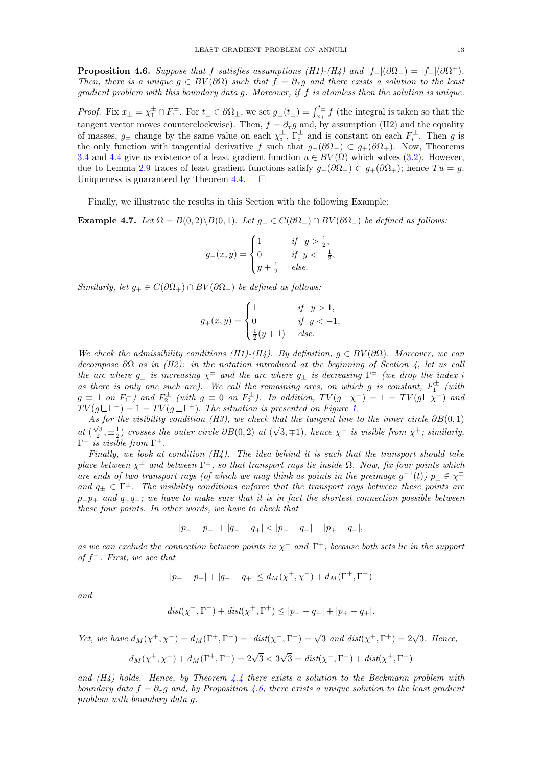**Proposition 4.6.** *Suppose that $f$ satisfies assumptions (H1)-(H4) and $|f_-|(\partial\Omega_-) = |f_+|(\partial\Omega^+)$. Then, there is a unique $g \in BV(\partial\Omega)$ such that $f = \partial_\tau g$ and there exists a solution to the least gradient problem with this boundary data $g$. Moreover, if $f$ is atomless then the solution is unique.*

*Proof.* Fix $x_\pm = \chi_1^\pm \cap F_1^\pm$. For $t_\pm \in \partial\Omega_\pm$, we set $g_\pm(t_\pm) = \int_{x_\pm}^{t_\pm} f$ (the integral is taken so that the tangent vector moves counterclockwise). Then, $f = \partial_\tau g$ and, by assumption (H2) and the equality of masses, $g_\pm$ change by the same value on each $\chi_i^\pm$, $\Gamma_i^\pm$ and is constant on each $F_i^\pm$. Then $g$ is the only function with tangential derivative $f$ such that $g_-(\partial\Omega_-) \subset g_+(\partial\Omega_+)$. Now, Theorems 3.4 and 4.4 give us existence of a least gradient function $u \in BV(\Omega)$ which solves (3.2). However, due to Lemma 2.9 traces of least gradient functions satisfy $g_-(\partial\Omega_-) \subset g_+(\partial\Omega_+)$; hence $Tu = g$. Uniqueness is guaranteed by Theorem 4.4. □

Finally, we illustrate the results in this Section with the following Example:

**Example 4.7.** *Let $\Omega = B(0,2)\backslash\overline{B(0,1)}$. Let $g_- \in C(\partial\Omega_-) \cap BV(\partial\Omega_-)$ be defined as follows:*

$$g_-(x,y) = \begin{cases} 1 & \text{if } \ y > \frac{1}{2}, \\ 0 & \text{if } \ y < -\frac{1}{2}, \\ y + \frac{1}{2} & \text{else.} \end{cases}$$

*Similarly, let $g_+ \in C(\partial\Omega_+) \cap BV(\partial\Omega_+)$ be defined as follows:*

$$g_+(x,y) = \begin{cases} 1 & \text{if } \ y > 1, \\ 0 & \text{if } \ y < -1, \\ \frac{1}{2}(y+1) & \text{else.} \end{cases}$$

*We check the admissibility conditions (H1)-(H4). By definition, $g \in BV(\partial\Omega)$. Moreover, we can decompose $\partial\Omega$ as in (H2): in the notation introduced at the beginning of Section 4, let us call the arc where $g_\pm$ is increasing $\chi^\pm$ and the arc where $g_\pm$ is decreasing $\Gamma^\pm$ (we drop the index $i$ as there is only one such arc). We call the remaining arcs, on which $g$ is constant, $F_1^\pm$ (with $g \equiv 1$ on $F_1^\pm$) and $F_2^\pm$ (with $g \equiv 0$ on $F_2^\pm$). In addition, $TV(g\llcorner\chi^-) = 1 = TV(g\llcorner\chi^+)$ and $TV(g\llcorner\Gamma^-) = 1 = TV(g\llcorner\Gamma^+)$. The situation is presented on Figure 1.*

*As for the visibility condition (H3), we check that the tangent line to the inner circle $\partial B(0,1)$ at $(\frac{\sqrt{3}}{2}, \pm\frac{1}{2})$ crosses the outer circle $\partial B(0,2)$ at $(\sqrt{3}, \mp 1)$, hence $\chi^-$ is visible from $\chi^+$; similarly, $\Gamma^-$ is visible from $\Gamma^+$.*

*Finally, we look at condition (H4). The idea behind it is such that the transport should take place between $\chi^\pm$ and between $\Gamma^\pm$, so that transport rays lie inside $\Omega$. Now, fix four points which are ends of two transport rays (of which we may think as points in the preimage $g^{-1}(t)$) $p_\pm \in \chi^\pm$ and $q_\pm \in \Gamma^\pm$. The visibility conditions enforce that the transport rays between these points are $p_- p_+$ and $q_- q_+$; we have to make sure that it is in fact the shortest connection possible between these four points. In other words, we have to check that*

$$|p_- - p_+| + |q_- - q_+| < |p_- - q_-| + |p_+ - q_+|,$$

*as we can exclude the connection between points in $\chi^-$ and $\Gamma^+$, because both sets lie in the support of $f^-$. First, we see that*

$$|p_- - p_+| + |q_- - q_+| \leq d_M(\chi^+, \chi^-) + d_M(\Gamma^+, \Gamma^-)$$

*and*

$$dist(\chi^-, \Gamma^-) + dist(\chi^+, \Gamma^+) \leq |p_- - q_-| + |p_+ - q_+|.$$

*Yet, we have $d_M(\chi^+, \chi^-) = d_M(\Gamma^+, \Gamma^-) = dist(\chi^-, \Gamma^-) = \sqrt{3}$ and $dist(\chi^+, \Gamma^+) = 2\sqrt{3}$. Hence,*

$$d_M(\chi^+, \chi^-) + d_M(\Gamma^+, \Gamma^-) = 2\sqrt{3} < 3\sqrt{3} = dist(\chi^-, \Gamma^-) + dist(\chi^+, \Gamma^+)$$

*and (H4) holds. Hence, by Theorem 4.4 there exists a solution to the Beckmann problem with boundary data $f = \partial_\tau g$ and, by Proposition 4.6, there exists a unique solution to the least gradient problem with boundary data $g$.*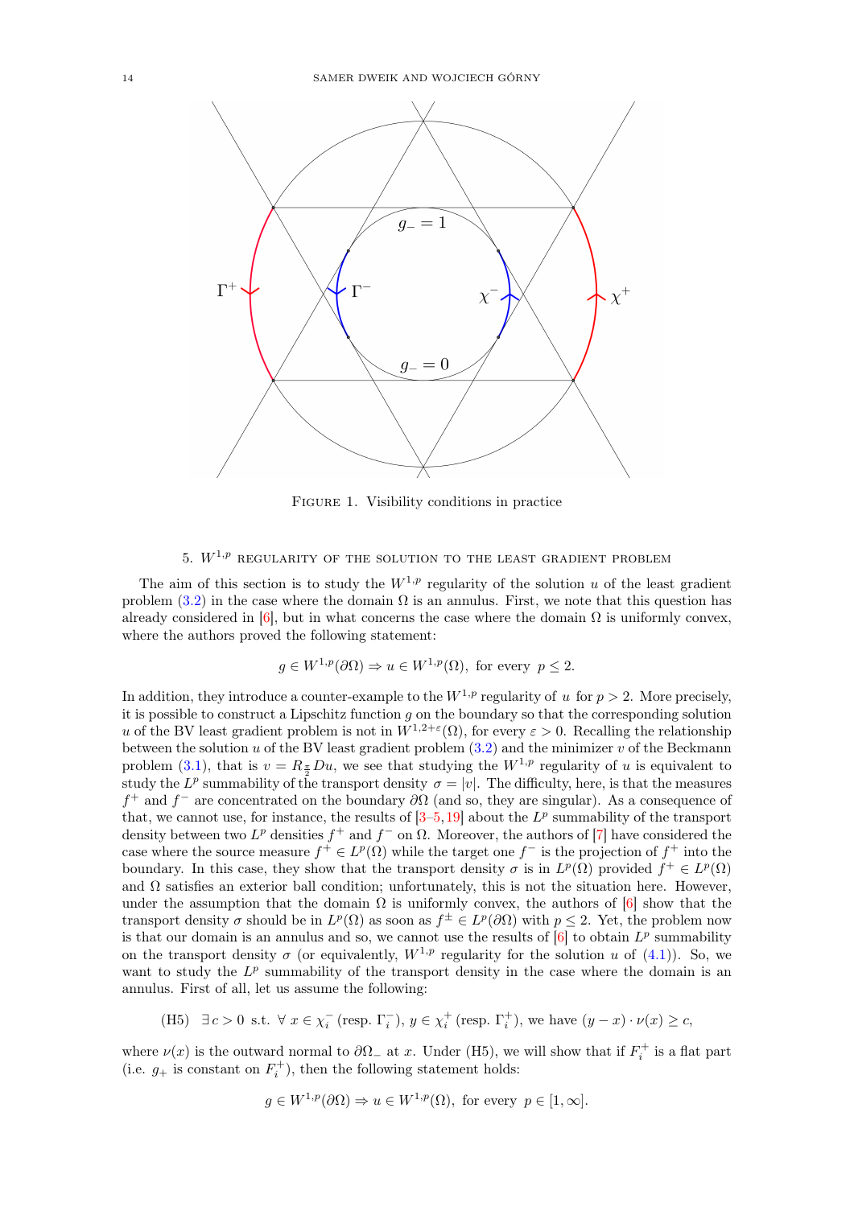Figure 1. Visibility conditions in practice

## 5. $W^{1,p}$ regularity of the solution to the least gradient problem

The aim of this section is to study the $W^{1,p}$ regularity of the solution $u$ of the least gradient problem (3.2) in the case where the domain $\Omega$ is an annulus. First, we note that this question has already considered in [6], but in what concerns the case where the domain $\Omega$ is uniformly convex, where the authors proved the following statement:

$$g \in W^{1,p}(\partial\Omega) \Rightarrow u \in W^{1,p}(\Omega), \text{ for every } p \leq 2.$$

In addition, they introduce a counter-example to the $W^{1,p}$ regularity of $u$ for $p > 2$. More precisely, it is possible to construct a Lipschitz function $g$ on the boundary so that the corresponding solution $u$ of the BV least gradient problem is not in $W^{1,2+\varepsilon}(\Omega)$, for every $\varepsilon > 0$. Recalling the relationship between the solution $u$ of the BV least gradient problem (3.2) and the minimizer $v$ of the Beckmann problem (3.1), that is $v = R_{\frac{\pi}{2}} Du$, we see that studying the $W^{1,p}$ regularity of $u$ is equivalent to study the $L^p$ summability of the transport density $\sigma = |v|$. The difficulty, here, is that the measures $f^+$ and $f^-$ are concentrated on the boundary $\partial\Omega$ (and so, they are singular). As a consequence of that, we cannot use, for instance, the results of [3–5,19] about the $L^p$ summability of the transport density between two $L^p$ densities $f^+$ and $f^-$ on $\Omega$. Moreover, the authors of [7] have considered the case where the source measure $f^+ \in L^p(\Omega)$ while the target one $f^-$ is the projection of $f^+$ into the boundary. In this case, they show that the transport density $\sigma$ is in $L^p(\Omega)$ provided $f^+ \in L^p(\Omega)$ and $\Omega$ satisfies an exterior ball condition; unfortunately, this is not the situation here. However, under the assumption that the domain $\Omega$ is uniformly convex, the authors of [6] show that the transport density $\sigma$ should be in $L^p(\Omega)$ as soon as $f^\pm \in L^p(\partial\Omega)$ with $p \leq 2$. Yet, the problem now is that our domain is an annulus and so, we cannot use the results of [6] to obtain $L^p$ summability on the transport density $\sigma$ (or equivalently, $W^{1,p}$ regularity for the solution $u$ of (4.1)). So, we want to study the $L^p$ summability of the transport density in the case where the domain is an annulus. First of all, let us assume the following:

(H5) $\exists\, c > 0$ s.t. $\forall\, x \in \chi_i^-$ (resp. $\Gamma_i^-$), $y \in \chi_i^+$ (resp. $\Gamma_i^+$), we have $(y - x) \cdot \nu(x) \geq c$,

where $\nu(x)$ is the outward normal to $\partial\Omega_-$ at $x$. Under (H5), we will show that if $F_i^+$ is a flat part (i.e. $g_+$ is constant on $F_i^+$), then the following statement holds:

$$g \in W^{1,p}(\partial\Omega) \Rightarrow u \in W^{1,p}(\Omega), \text{ for every } p \in [1, \infty].$$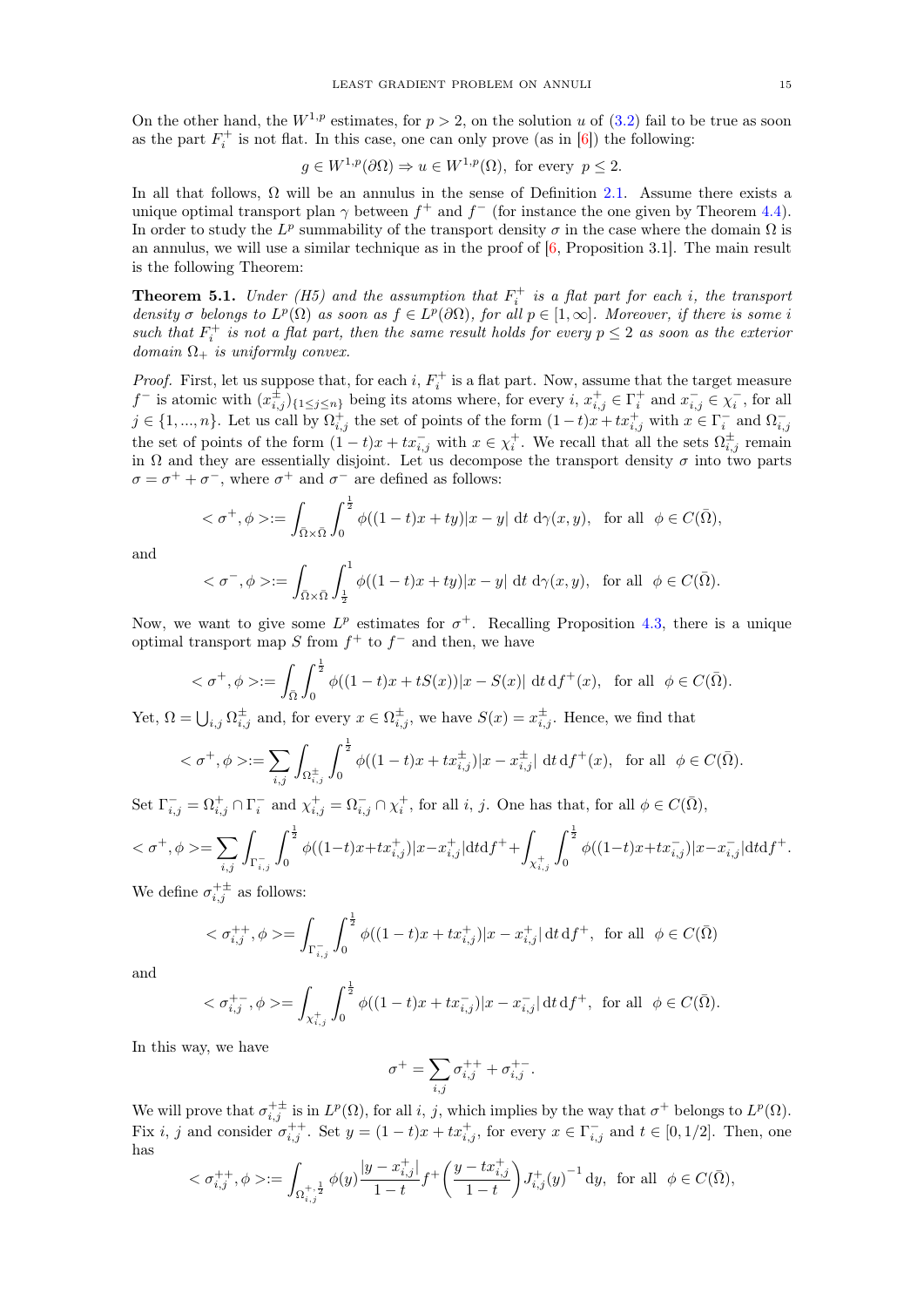On the other hand, the $W^{1,p}$ estimates, for $p > 2$, on the solution $u$ of (3.2) fail to be true as soon as the part $F_i^+$ is not flat. In this case, one can only prove (as in [6]) the following:

$$g \in W^{1,p}(\partial\Omega) \Rightarrow u \in W^{1,p}(\Omega), \text{ for every } p \leq 2.$$

In all that follows, $\Omega$ will be an annulus in the sense of Definition 2.1. Assume there exists a unique optimal transport plan $\gamma$ between $f^+$ and $f^-$ (for instance the one given by Theorem 4.4). In order to study the $L^p$ summability of the transport density $\sigma$ in the case where the domain $\Omega$ is an annulus, we will use a similar technique as in the proof of [6, Proposition 3.1]. The main result is the following Theorem:

**Theorem 5.1.** *Under (H5) and the assumption that $F_i^+$ is a flat part for each $i$, the transport density $\sigma$ belongs to $L^p(\Omega)$ as soon as $f \in L^p(\partial\Omega)$, for all $p \in [1,\infty]$. Moreover, if there is some $i$ such that $F_i^+$ is not a flat part, then the same result holds for every $p \leq 2$ as soon as the exterior domain $\Omega_+$ is uniformly convex.*

*Proof.* First, let us suppose that, for each $i$, $F_i^+$ is a flat part. Now, assume that the target measure $f^-$ is atomic with $(x_{i,j}^{\pm})_{\{1\leq j\leq n\}}$ being its atoms where, for every $i$, $x_{i,j}^+ \in \Gamma_i^+$ and $x_{i,j}^- \in \chi_i^-$, for all $j \in \{1,...,n\}$. Let us call by $\Omega_{i,j}^+$ the set of points of the form $(1-t)x + tx_{i,j}^+$ with $x \in \Gamma_i^-$ and $\Omega_{i,j}^-$ the set of points of the form $(1-t)x + tx_{i,j}^-$ with $x \in \chi_i^+$. We recall that all the sets $\Omega_{i,j}^{\pm}$ remain in $\Omega$ and they are essentially disjoint. Let us decompose the transport density $\sigma$ into two parts $\sigma = \sigma^+ + \sigma^-$, where $\sigma^+$ and $\sigma^-$ are defined as follows:

$$< \sigma^+, \phi >:= \int_{\bar{\Omega}\times\bar{\Omega}} \int_0^{\frac{1}{2}} \phi((1-t)x + ty)|x-y| \text{ d}t \text{ d}\gamma(x,y), \quad \text{for all} \quad \phi \in C(\bar{\Omega}),$$

and

$$< \sigma^-, \phi >:= \int_{\bar{\Omega}\times\bar{\Omega}} \int_{\frac{1}{2}}^1 \phi((1-t)x + ty)|x-y| \text{ d}t \text{ d}\gamma(x,y), \quad \text{for all} \quad \phi \in C(\bar{\Omega}).$$

Now, we want to give some $L^p$ estimates for $\sigma^+$. Recalling Proposition 4.3, there is a unique optimal transport map $S$ from $f^+$ to $f^-$ and then, we have

$$< \sigma^+, \phi >:= \int_{\bar{\Omega}} \int_0^{\frac{1}{2}} \phi((1-t)x + tS(x))|x - S(x)| \text{ d}t \text{ d}f^+(x), \quad \text{for all} \quad \phi \in C(\bar{\Omega}).$$

Yet, $\Omega = \bigcup_{i,j} \Omega_{i,j}^{\pm}$ and, for every $x \in \Omega_{i,j}^{\pm}$, we have $S(x) = x_{i,j}^{\pm}$. Hence, we find that

$$< \sigma^+, \phi >:= \sum_{i,j} \int_{\Omega_{i,j}^{\pm}} \int_0^{\frac{1}{2}} \phi((1-t)x + tx_{i,j}^{\pm})|x - x_{i,j}^{\pm}| \text{ d}t \text{ d}f^+(x), \quad \text{for all} \quad \phi \in C(\bar{\Omega}).$$

Set $\Gamma_{i,j}^- = \Omega_{i,j}^+ \cap \Gamma_i^-$ and $\chi_{i,j}^+ = \Omega_{i,j}^- \cap \chi_i^+$, for all $i$, $j$. One has that, for all $\phi \in C(\bar{\Omega})$,

$$< \sigma^+, \phi >= \sum_{i,j} \int_{\Gamma_{i,j}^-} \int_0^{\frac{1}{2}} \phi((1-t)x + tx_{i,j}^+)|x - x_{i,j}^+| \text{d}t\text{d}f^+ + \int_{\chi_{i,j}^+} \int_0^{\frac{1}{2}} \phi((1-t)x + tx_{i,j}^-)|x - x_{i,j}^-| \text{d}t\text{d}f^+.$$

We define $\sigma_{i,j}^{+\pm}$ as follows:

$$< \sigma_{i,j}^{++}, \phi >= \int_{\Gamma_{i,j}^-} \int_0^{\frac{1}{2}} \phi((1-t)x + tx_{i,j}^+)|x - x_{i,j}^+| \,\text{d}t\,\text{d}f^+, \quad \text{for all} \quad \phi \in C(\bar{\Omega})$$

and

$$< \sigma_{i,j}^{+-}, \phi >= \int_{\chi_{i,j}^+} \int_0^{\frac{1}{2}} \phi((1-t)x + tx_{i,j}^-)|x - x_{i,j}^-| \,\text{d}t\,\text{d}f^+, \quad \text{for all} \quad \phi \in C(\bar{\Omega}).$$

In this way, we have

$$\sigma^+ = \sum_{i,j} \sigma_{i,j}^{++} + \sigma_{i,j}^{+-}.$$

We will prove that $\sigma_{i,j}^{+\pm}$ is in $L^p(\Omega)$, for all $i$, $j$, which implies by the way that $\sigma^+$ belongs to $L^p(\Omega)$. Fix $i$, $j$ and consider $\sigma_{i,j}^{++}$. Set $y = (1-t)x + tx_{i,j}^+$, for every $x \in \Gamma_{i,j}^-$ and $t \in [0, 1/2]$. Then, one has

$$< \sigma_{i,j}^{++}, \phi >:= \int_{\Omega_{i,j}^{+,\frac{1}{2}}} \phi(y) \frac{|y - x_{i,j}^+|}{1-t} f^+\left(\frac{y - tx_{i,j}^+}{1-t}\right) J_{i,j}^+(y)^{-1} \,\text{d}y, \quad \text{for all} \quad \phi \in C(\bar{\Omega}),$$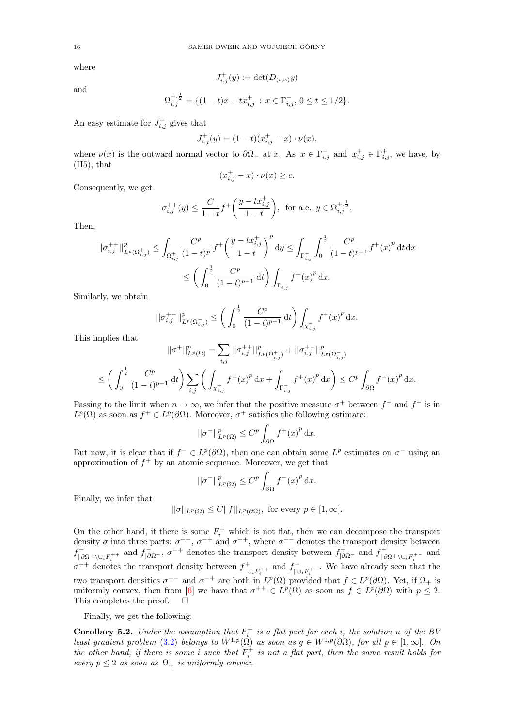where

$$J^+_{i,j}(y) := \det(D_{(t,x)}y)$$

and

$$\Omega^{+,\frac{1}{2}}_{i,j} = \{(1-t)x + tx^+_{i,j} \,:\, x \in \Gamma^-_{i,j},\, 0 \le t \le 1/2\}.$$

An easy estimate for $J^+_{i,j}$ gives that

$$J^+_{i,j}(y) = (1-t)(x^+_{i,j} - x)\cdot \nu(x),$$

where $\nu(x)$ is the outward normal vector to $\partial\Omega_-$ at $x$. As $x \in \Gamma^-_{i,j}$ and $x^+_{i,j} \in \Gamma^+_{i,j}$, we have, by (H5), that

$$(x^+_{i,j} - x)\cdot \nu(x) \ge c.$$

Consequently, we get

$$\sigma^{++}_{i,j}(y) \le \frac{C}{1-t} f^+\bigg(\frac{y - tx^+_{i,j}}{1-t}\bigg), \text{ for a.e. } y \in \Omega^{+,\frac{1}{2}}_{i,j}.$$

Then,

$$||\sigma^{++}_{i,j}||^p_{L^p(\Omega^+_{i,j})} \le \int_{\Omega^+_{i,j}} \frac{C^p}{(1-t)^p}\, f^+\bigg(\frac{y - tx^+_{i,j}}{1-t}\bigg)^p \,\mathrm{d}y \le \int_{\Gamma^-_{i,j}} \int_0^{\frac{1}{2}} \frac{C^p}{(1-t)^{p-1}} f^+(x)^p \,\mathrm{d}t\,\mathrm{d}x$$

$$\le \bigg(\int_0^{\frac{1}{2}} \frac{C^p}{(1-t)^{p-1}}\,\mathrm{d}t\bigg) \int_{\Gamma^-_{i,j}} f^+(x)^p \,\mathrm{d}x.$$

Similarly, we obtain

$$||\sigma^{+-}_{i,j}||^p_{L^p(\Omega^-_{i,j})} \le \bigg(\int_0^{\frac{1}{2}} \frac{C^p}{(1-t)^{p-1}}\,\mathrm{d}t\bigg) \int_{\chi^+_{i,j}} f^+(x)^p \,\mathrm{d}x.$$

This implies that

$$||\sigma^+||^p_{L^p(\Omega)} = \sum_{i,j} ||\sigma^{++}_{i,j}||^p_{L^p(\Omega^+_{i,j})} + ||\sigma^{+-}_{i,j}||^p_{L^p(\Omega^-_{i,j})}$$

$$\le \bigg(\int_0^{\frac{1}{2}} \frac{C^p}{(1-t)^{p-1}}\,\mathrm{d}t\bigg) \sum_{i,j} \bigg(\int_{\chi^+_{i,j}} f^+(x)^p \,\mathrm{d}x + \int_{\Gamma^-_{i,j}} f^+(x)^p \,\mathrm{d}x\bigg) \le C^p \int_{\partial\Omega} f^+(x)^p \,\mathrm{d}x.$$

Passing to the limit when $n \to \infty$, we infer that the positive measure $\sigma^+$ between $f^+$ and $f^-$ is in $L^p(\Omega)$ as soon as $f^+ \in L^p(\partial\Omega)$. Moreover, $\sigma^+$ satisfies the following estimate:

$$||\sigma^+||^p_{L^p(\Omega)} \le C^p \int_{\partial\Omega} f^+(x)^p \,\mathrm{d}x.$$

But now, it is clear that if $f^- \in L^p(\partial\Omega)$, then one can obtain some $L^p$ estimates on $\sigma^-$ using an approximation of $f^+$ by an atomic sequence. Moreover, we get that

$$||\sigma^-||^p_{L^p(\Omega)} \le C^p \int_{\partial\Omega} f^-(x)^p \,\mathrm{d}x.$$

Finally, we infer that

$$||\sigma||_{L^p(\Omega)} \le C||f||_{L^p(\partial\Omega)}, \text{ for every } p \in [1,\infty].$$

On the other hand, if there is some $F^+_i$ which is not flat, then we can decompose the transport density $\sigma$ into three parts: $\sigma^{+-}$, $\sigma^{-+}$ and $\sigma^{++}$, where $\sigma^{+-}$ denotes the transport density between $f^+_{|\partial\Omega^+\setminus\cup_i F^{++}_i}$ and $f^-_{|\partial\Omega^-}$, $\sigma^{-+}$ denotes the transport density between $f^+_{|\partial\Omega^-}$ and $f^-_{|\partial\Omega^+\setminus\cup_i F^{+-}_i}$ and $\sigma^{++}$ denotes the transport density between $f^+_{|\cup_i F^{++}_i}$ and $f^-_{|\cup_i F^{+-}_i}$. We have already seen that the two transport densities $\sigma^{+-}$ and $\sigma^{-+}$ are both in $L^p(\Omega)$ provided that $f \in L^p(\partial\Omega)$. Yet, if $\Omega_+$ is uniformly convex, then from [6] we have that $\sigma^{++} \in L^p(\Omega)$ as soon as $f \in L^p(\partial\Omega)$ with $p \le 2$. This completes the proof. $\square$

Finally, we get the following:

**Corollary 5.2.** *Under the assumption that $F^+_i$ is a flat part for each $i$, the solution $u$ of the BV least gradient problem (3.2) belongs to $W^{1,p}(\Omega)$ as soon as $g \in W^{1,p}(\partial\Omega)$, for all $p \in [1,\infty]$. On the other hand, if there is some $i$ such that $F^+_i$ is not a flat part, then the same result holds for every $p \le 2$ as soon as $\Omega_+$ is uniformly convex.*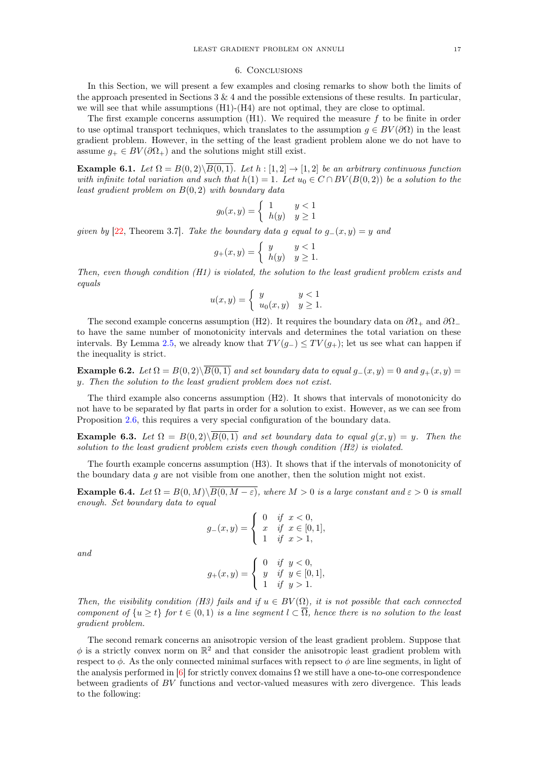## 6. Conclusions

In this Section, we will present a few examples and closing remarks to show both the limits of the approach presented in Sections 3 & 4 and the possible extensions of these results. In particular, we will see that while assumptions (H1)-(H4) are not optimal, they are close to optimal.

The first example concerns assumption (H1). We required the measure $f$ to be finite in order to use optimal transport techniques, which translates to the assumption $g \in BV(\partial\Omega)$ in the least gradient problem. However, in the setting of the least gradient problem alone we do not have to assume $g_+ \in BV(\partial\Omega_+)$ and the solutions might still exist.

**Example 6.1.** *Let $\Omega = B(0,2)\backslash\overline{B(0,1)}$. Let $h : [1,2] \to [1,2]$ be an arbitrary continuous function with infinite total variation and such that $h(1) = 1$. Let $u_0 \in C \cap BV(B(0,2))$ be a solution to the least gradient problem on $B(0,2)$ with boundary data*

$$g_0(x,y) = \begin{cases} 1 & y < 1 \\ h(y) & y \geq 1 \end{cases}$$

*given by [22, Theorem 3.7]. Take the boundary data $g$ equal to $g_-(x,y) = y$ and*

$$g_+(x,y) = \begin{cases} y & y < 1 \\ h(y) & y \geq 1. \end{cases}$$

*Then, even though condition (H1) is violated, the solution to the least gradient problem exists and equals*

$$u(x,y) = \begin{cases} y & y < 1 \\ u_0(x,y) & y \geq 1. \end{cases}$$

The second example concerns assumption (H2). It requires the boundary data on $\partial\Omega_+$ and $\partial\Omega_-$ to have the same number of monotonicity intervals and determines the total variation on these intervals. By Lemma 2.5, we already know that $TV(g_-) \leq TV(g_+)$; let us see what can happen if the inequality is strict.

**Example 6.2.** *Let $\Omega = B(0,2)\backslash\overline{B(0,1)}$ and set boundary data to equal $g_-(x,y) = 0$ and $g_+(x,y) = y$. Then the solution to the least gradient problem does not exist.*

The third example also concerns assumption (H2). It shows that intervals of monotonicity do not have to be separated by flat parts in order for a solution to exist. However, as we can see from Proposition 2.6, this requires a very special configuration of the boundary data.

**Example 6.3.** *Let $\Omega = B(0,2)\backslash\overline{B(0,1)}$ and set boundary data to equal $g(x,y) = y$. Then the solution to the least gradient problem exists even though condition (H2) is violated.*

The fourth example concerns assumption (H3). It shows that if the intervals of monotonicity of the boundary data $g$ are not visible from one another, then the solution might not exist.

**Example 6.4.** *Let $\Omega = B(0,M)\backslash\overline{B(0,M-\varepsilon)}$, where $M > 0$ is a large constant and $\varepsilon > 0$ is small enough. Set boundary data to equal*

$$g_-(x,y) = \begin{cases} 0 & \text{if } x < 0, \\ x & \text{if } x \in [0,1], \\ 1 & \text{if } x > 1, \end{cases}$$

*and*

$$g_+(x,y) = \begin{cases} 0 & \text{if } y < 0, \\ y & \text{if } y \in [0,1], \\ 1 & \text{if } y > 1. \end{cases}$$

*Then, the visibility condition (H3) fails and if $u \in BV(\Omega)$, it is not possible that each connected component of $\{u \geq t\}$ for $t \in (0,1)$ is a line segment $l \subset \overline{\Omega}$, hence there is no solution to the least gradient problem.*

The second remark concerns an anisotropic version of the least gradient problem. Suppose that $\phi$ is a strictly convex norm on $\mathbb{R}^2$ and that consider the anisotropic least gradient problem with respect to $\phi$. As the only connected minimal surfaces with repsect to $\phi$ are line segments, in light of the analysis performed in [6] for strictly convex domains $\Omega$ we still have a one-to-one correspondence between gradients of $BV$ functions and vector-valued measures with zero divergence. This leads to the following: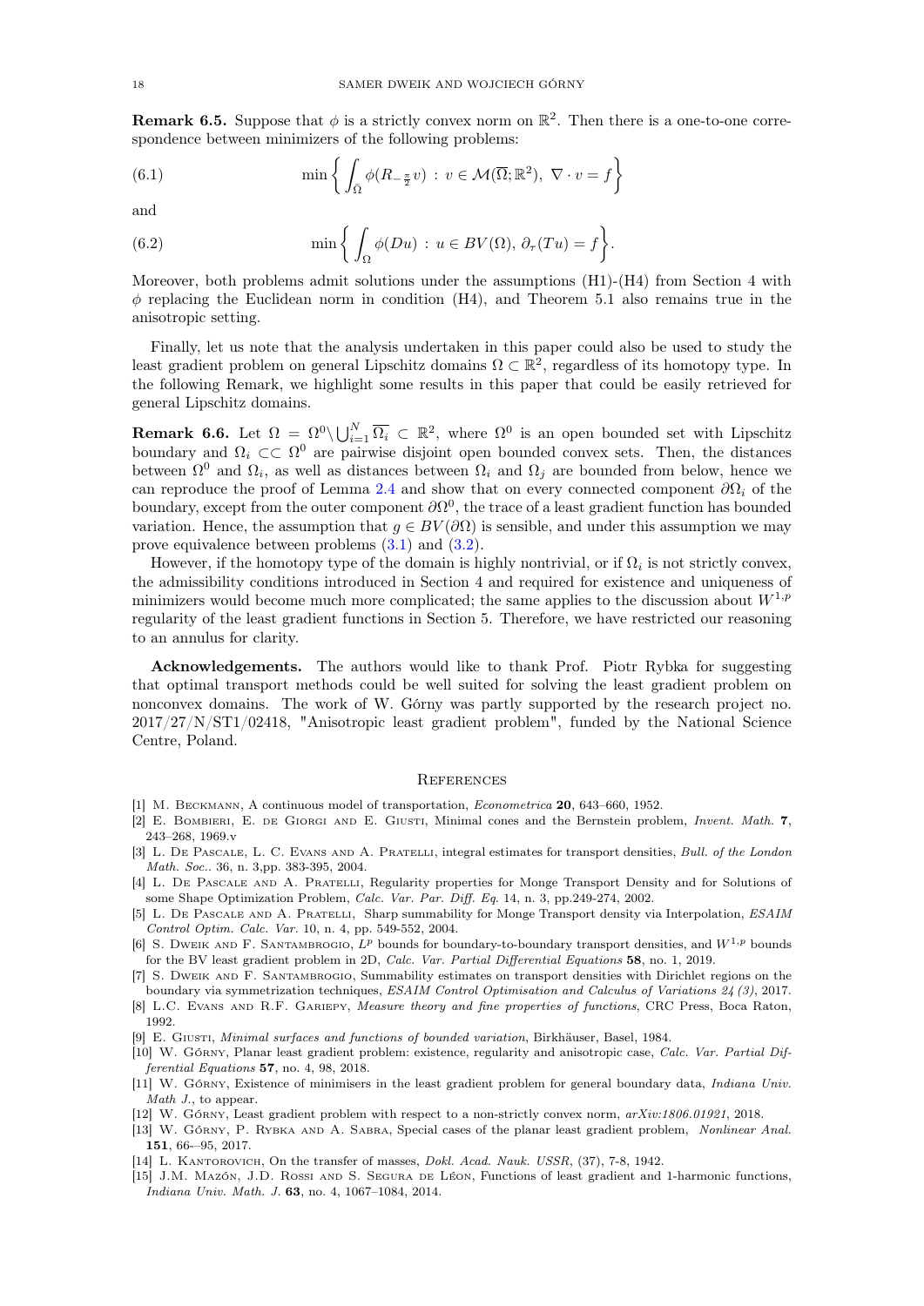**Remark 6.5.** Suppose that $\phi$ is a strictly convex norm on $\mathbb{R}^2$. Then there is a one-to-one correspondence between minimizers of the following problems:

$$\min \left\{ \int_{\bar{\Omega}} \phi(R_{-\frac{\pi}{2}} v) \, : \, v \in \mathcal{M}(\overline{\Omega}; \mathbb{R}^2), \ \nabla \cdot v = f \right\} \tag{6.1}$$

and

$$\min \left\{ \int_{\Omega} \phi(Du) \, : \, u \in BV(\Omega), \, \partial_\tau(Tu) = f \right\}. \tag{6.2}$$

Moreover, both problems admit solutions under the assumptions (H1)-(H4) from Section 4 with $\phi$ replacing the Euclidean norm in condition (H4), and Theorem 5.1 also remains true in the anisotropic setting.

Finally, let us note that the analysis undertaken in this paper could also be used to study the least gradient problem on general Lipschitz domains $\Omega \subset \mathbb{R}^2$, regardless of its homotopy type. In the following Remark, we highlight some results in this paper that could be easily retrieved for general Lipschitz domains.

**Remark 6.6.** Let $\Omega = \Omega^0 \backslash \bigcup_{i=1}^N \overline{\Omega_i} \subset \mathbb{R}^2$, where $\Omega^0$ is an open bounded set with Lipschitz boundary and $\Omega_i \subset\subset \Omega^0$ are pairwise disjoint open bounded convex sets. Then, the distances between $\Omega^0$ and $\Omega_i$, as well as distances between $\Omega_i$ and $\Omega_j$ are bounded from below, hence we can reproduce the proof of Lemma 2.4 and show that on every connected component $\partial\Omega_i$ of the boundary, except from the outer component $\partial\Omega^0$, the trace of a least gradient function has bounded variation. Hence, the assumption that $g \in BV(\partial\Omega)$ is sensible, and under this assumption we may prove equivalence between problems (3.1) and (3.2).

However, if the homotopy type of the domain is highly nontrivial, or if $\Omega_i$ is not strictly convex, the admissibility conditions introduced in Section 4 and required for existence and uniqueness of minimizers would become much more complicated; the same applies to the discussion about $W^{1,p}$ regularity of the least gradient functions in Section 5. Therefore, we have restricted our reasoning to an annulus for clarity.

**Acknowledgements.** The authors would like to thank Prof. Piotr Rybka for suggesting that optimal transport methods could be well suited for solving the least gradient problem on nonconvex domains. The work of W. Górny was partly supported by the research project no. 2017/27/N/ST1/02418, "Anisotropic least gradient problem", funded by the National Science Centre, Poland.

## References

[1] M. Beckmann, A continuous model of transportation, *Econometrica* **20**, 643–660, 1952.

[2] E. Bombieri, E. de Giorgi and E. Giusti, Minimal cones and the Bernstein problem, *Invent. Math.* **7**, 243–268, 1969.v

[3] L. De Pascale, L. C. Evans and A. Pratelli, integral estimates for transport densities, *Bull. of the London Math. Soc.*. 36, n. 3,pp. 383-395, 2004.

[4] L. De Pascale and A. Pratelli, Regularity properties for Monge Transport Density and for Solutions of some Shape Optimization Problem, *Calc. Var. Par. Diff. Eq.* 14, n. 3, pp.249-274, 2002.

[5] L. De Pascale and A. Pratelli, Sharp summability for Monge Transport density via Interpolation, *ESAIM Control Optim. Calc. Var.* 10, n. 4, pp. 549-552, 2004.

[6] S. Dweik and F. Santambrogio, $L^p$ bounds for boundary-to-boundary transport densities, and $W^{1,p}$ bounds for the BV least gradient problem in 2D, *Calc. Var. Partial Differential Equations* **58**, no. 1, 2019.

[7] S. Dweik and F. Santambrogio, Summability estimates on transport densities with Dirichlet regions on the boundary via symmetrization techniques, *ESAIM Control Optimisation and Calculus of Variations 24 (3)*, 2017.

[8] L.C. Evans and R.F. Gariepy, *Measure theory and fine properties of functions*, CRC Press, Boca Raton, 1992.

[9] E. Giusti, *Minimal surfaces and functions of bounded variation*, Birkhäuser, Basel, 1984.

[10] W. Górny, Planar least gradient problem: existence, regularity and anisotropic case, *Calc. Var. Partial Differential Equations* **57**, no. 4, 98, 2018.

[11] W. Górny, Existence of minimisers in the least gradient problem for general boundary data, *Indiana Univ. Math J.*, to appear.

[12] W. Górny, Least gradient problem with respect to a non-strictly convex norm, *arXiv:1806.01921*, 2018.

[13] W. Górny, P. Rybka and A. Sabra, Special cases of the planar least gradient problem, *Nonlinear Anal.* **151**, 66-–95, 2017.

[14] L. Kantorovich, On the transfer of masses, *Dokl. Acad. Nauk. USSR*, (37), 7-8, 1942.

[15] J.M. Mazón, J.D. Rossi and S. Segura de Léon, Functions of least gradient and 1-harmonic functions, *Indiana Univ. Math. J.* **63**, no. 4, 1067–1084, 2014.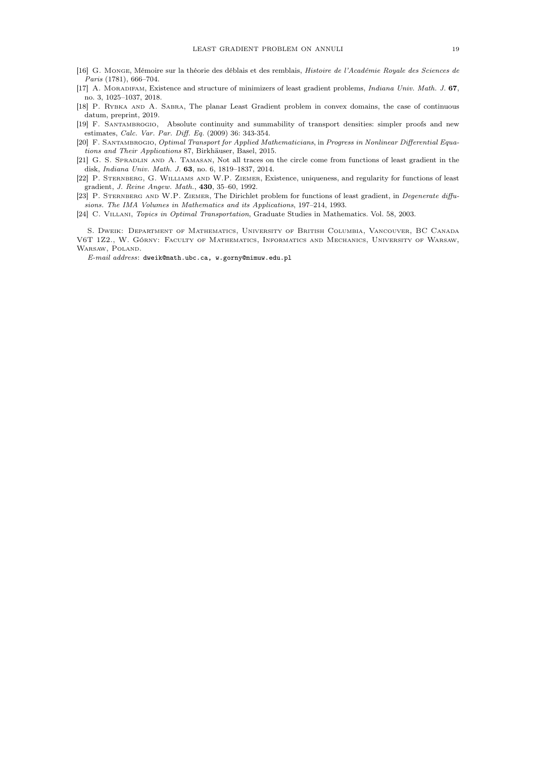[16] G. Monge, Mémoire sur la théorie des déblais et des remblais, *Histoire de l'Académie Royale des Sciences de Paris* (1781), 666–704.

[17] A. Moradifam, Existence and structure of minimizers of least gradient problems, *Indiana Univ. Math. J.* **67**, no. 3, 1025–1037, 2018.

[18] P. Rybka and A. Sabra, The planar Least Gradient problem in convex domains, the case of continuous datum, preprint, 2019.

[19] F. Santambrogio, Absolute continuity and summability of transport densities: simpler proofs and new estimates, *Calc. Var. Par. Diff. Eq.* (2009) 36: 343-354.

[20] F. Santambrogio, *Optimal Transport for Applied Mathematicians*, in *Progress in Nonlinear Differential Equations and Their Applications* 87, Birkhäuser, Basel, 2015.

[21] G. S. Spradlin and A. Tamasan, Not all traces on the circle come from functions of least gradient in the disk, *Indiana Univ. Math. J.* **63**, no. 6, 1819–1837, 2014.

[22] P. Sternberg, G. Williams and W.P. Ziemer, Existence, uniqueness, and regularity for functions of least gradient, *J. Reine Angew. Math.*, **430**, 35–60, 1992.

[23] P. Sternberg and W.P. Ziemer, The Dirichlet problem for functions of least gradient, in *Degenerate diffusions. The IMA Volumes in Mathematics and its Applications*, 197–214, 1993.

[24] C. Villani, *Topics in Optimal Transportation*, Graduate Studies in Mathematics. Vol. 58, 2003.

S. Dweik: Department of Mathematics, University of British Columbia, Vancouver, BC Canada V6T 1Z2., W. Górny: Faculty of Mathematics, Informatics and Mechanics, University of Warsaw, Warsaw, Poland.

*E-mail address*: dweik@math.ubc.ca, w.gorny@mimuw.edu.pl